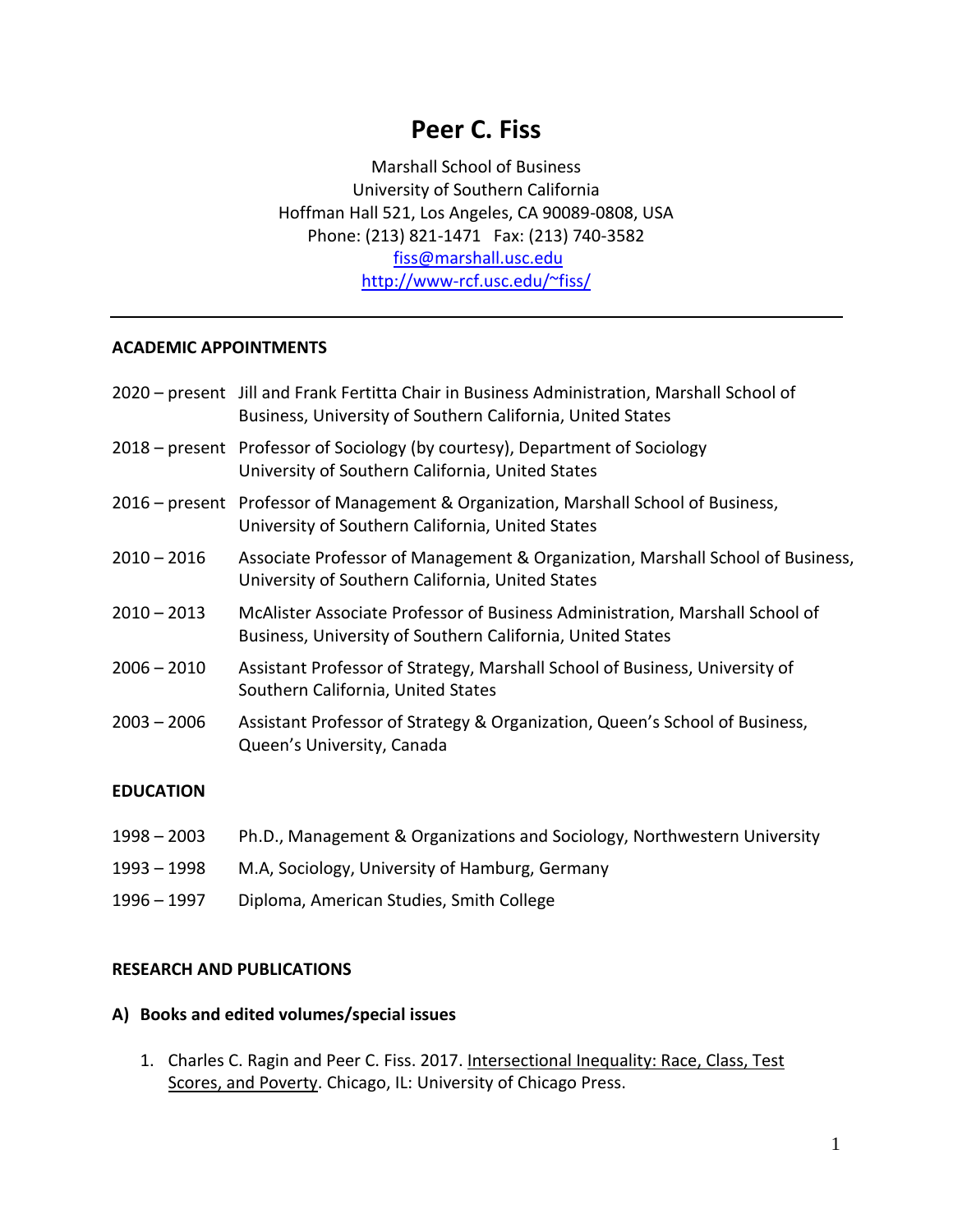# Peer C. Fiss

Marshall School of Business
University of Southern California
Hoffman Hall 521, Los Angeles, CA 90089-0808, USA
Phone: (213) 821-1471 Fax: (213) 740-3582
fiss@marshall.usc.edu
http://www-rcf.usc.edu/~fiss/

---

## ACADEMIC APPOINTMENTS

2020 – present Jill and Frank Fertitta Chair in Business Administration, Marshall School of Business, University of Southern California, United States

2018 – present Professor of Sociology (by courtesy), Department of Sociology University of Southern California, United States

2016 – present Professor of Management & Organization, Marshall School of Business, University of Southern California, United States

2010 – 2016 Associate Professor of Management & Organization, Marshall School of Business, University of Southern California, United States

2010 – 2013 McAlister Associate Professor of Business Administration, Marshall School of Business, University of Southern California, United States

2006 – 2010 Assistant Professor of Strategy, Marshall School of Business, University of Southern California, United States

2003 – 2006 Assistant Professor of Strategy & Organization, Queen's School of Business, Queen's University, Canada

## EDUCATION

1998 – 2003 Ph.D., Management & Organizations and Sociology, Northwestern University

1993 – 1998 M.A, Sociology, University of Hamburg, Germany

1996 – 1997 Diploma, American Studies, Smith College

## RESEARCH AND PUBLICATIONS

### A) Books and edited volumes/special issues

1. Charles C. Ragin and Peer C. Fiss. 2017. Intersectional Inequality: Race, Class, Test Scores, and Poverty. Chicago, IL: University of Chicago Press.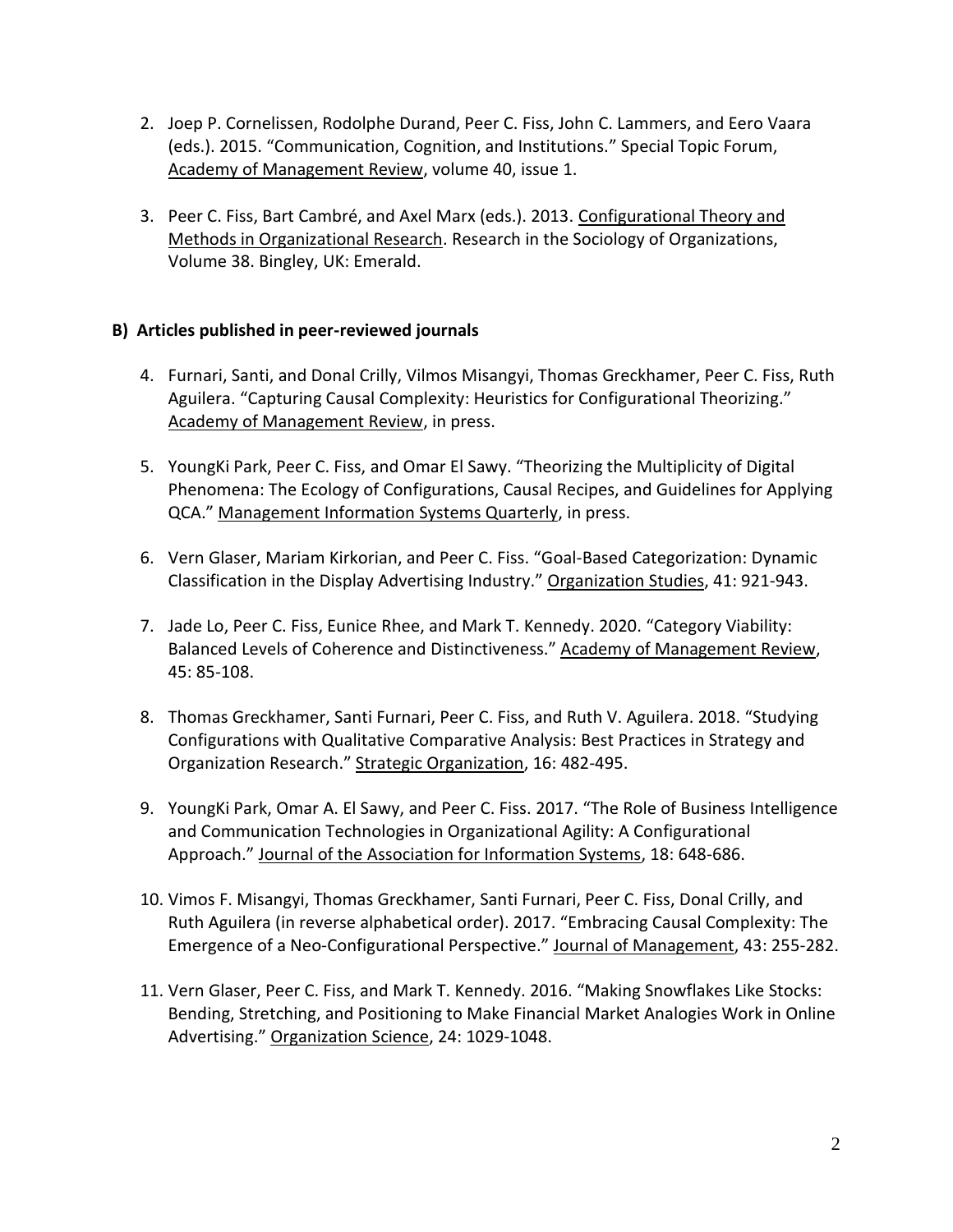2. Joep P. Cornelissen, Rodolphe Durand, Peer C. Fiss, John C. Lammers, and Eero Vaara (eds.). 2015. "Communication, Cognition, and Institutions." Special Topic Forum, Academy of Management Review, volume 40, issue 1.

3. Peer C. Fiss, Bart Cambré, and Axel Marx (eds.). 2013. Configurational Theory and Methods in Organizational Research. Research in the Sociology of Organizations, Volume 38. Bingley, UK: Emerald.

**B) Articles published in peer-reviewed journals**

4. Furnari, Santi, and Donal Crilly, Vilmos Misangyi, Thomas Greckhamer, Peer C. Fiss, Ruth Aguilera. "Capturing Causal Complexity: Heuristics for Configurational Theorizing." Academy of Management Review, in press.

5. YoungKi Park, Peer C. Fiss, and Omar El Sawy. "Theorizing the Multiplicity of Digital Phenomena: The Ecology of Configurations, Causal Recipes, and Guidelines for Applying QCA." Management Information Systems Quarterly, in press.

6. Vern Glaser, Mariam Kirkorian, and Peer C. Fiss. "Goal-Based Categorization: Dynamic Classification in the Display Advertising Industry." Organization Studies, 41: 921-943.

7. Jade Lo, Peer C. Fiss, Eunice Rhee, and Mark T. Kennedy. 2020. "Category Viability: Balanced Levels of Coherence and Distinctiveness." Academy of Management Review, 45: 85-108.

8. Thomas Greckhamer, Santi Furnari, Peer C. Fiss, and Ruth V. Aguilera. 2018. "Studying Configurations with Qualitative Comparative Analysis: Best Practices in Strategy and Organization Research." Strategic Organization, 16: 482-495.

9. YoungKi Park, Omar A. El Sawy, and Peer C. Fiss. 2017. "The Role of Business Intelligence and Communication Technologies in Organizational Agility: A Configurational Approach." Journal of the Association for Information Systems, 18: 648-686.

10. Vimos F. Misangyi, Thomas Greckhamer, Santi Furnari, Peer C. Fiss, Donal Crilly, and Ruth Aguilera (in reverse alphabetical order). 2017. "Embracing Causal Complexity: The Emergence of a Neo-Configurational Perspective." Journal of Management, 43: 255-282.

11. Vern Glaser, Peer C. Fiss, and Mark T. Kennedy. 2016. "Making Snowflakes Like Stocks: Bending, Stretching, and Positioning to Make Financial Market Analogies Work in Online Advertising." Organization Science, 24: 1029-1048.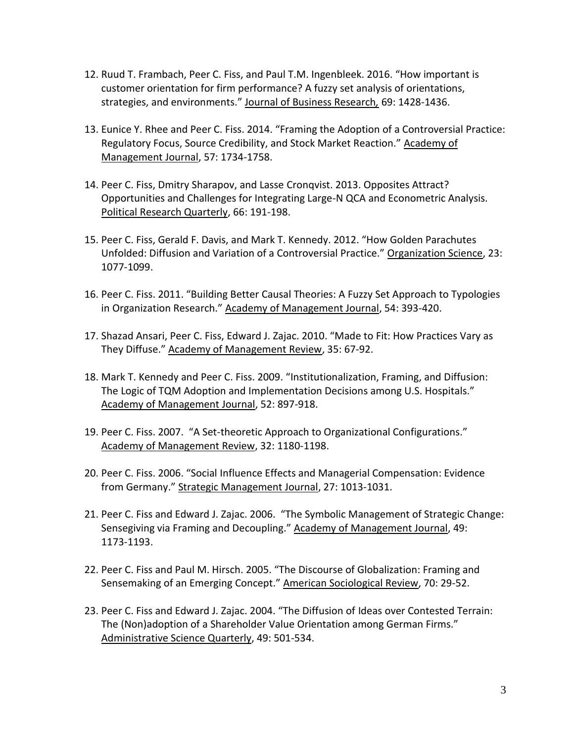12. Ruud T. Frambach, Peer C. Fiss, and Paul T.M. Ingenbleek. 2016. “How important is customer orientation for firm performance? A fuzzy set analysis of orientations, strategies, and environments.” Journal of Business Research, 69: 1428-1436.

13. Eunice Y. Rhee and Peer C. Fiss. 2014. “Framing the Adoption of a Controversial Practice: Regulatory Focus, Source Credibility, and Stock Market Reaction.” Academy of Management Journal, 57: 1734-1758.

14. Peer C. Fiss, Dmitry Sharapov, and Lasse Cronqvist. 2013. Opposites Attract? Opportunities and Challenges for Integrating Large-N QCA and Econometric Analysis. Political Research Quarterly, 66: 191-198.

15. Peer C. Fiss, Gerald F. Davis, and Mark T. Kennedy. 2012. “How Golden Parachutes Unfolded: Diffusion and Variation of a Controversial Practice.” Organization Science, 23: 1077-1099.

16. Peer C. Fiss. 2011. “Building Better Causal Theories: A Fuzzy Set Approach to Typologies in Organization Research.” Academy of Management Journal, 54: 393-420.

17. Shazad Ansari, Peer C. Fiss, Edward J. Zajac. 2010. “Made to Fit: How Practices Vary as They Diffuse.” Academy of Management Review, 35: 67-92.

18. Mark T. Kennedy and Peer C. Fiss. 2009. “Institutionalization, Framing, and Diffusion: The Logic of TQM Adoption and Implementation Decisions among U.S. Hospitals.” Academy of Management Journal, 52: 897-918.

19. Peer C. Fiss. 2007. “A Set-theoretic Approach to Organizational Configurations.” Academy of Management Review, 32: 1180-1198.

20. Peer C. Fiss. 2006. “Social Influence Effects and Managerial Compensation: Evidence from Germany.” Strategic Management Journal, 27: 1013-1031.

21. Peer C. Fiss and Edward J. Zajac. 2006. “The Symbolic Management of Strategic Change: Sensegiving via Framing and Decoupling.” Academy of Management Journal, 49: 1173-1193.

22. Peer C. Fiss and Paul M. Hirsch. 2005. “The Discourse of Globalization: Framing and Sensemaking of an Emerging Concept.” American Sociological Review, 70: 29-52.

23. Peer C. Fiss and Edward J. Zajac. 2004. “The Diffusion of Ideas over Contested Terrain: The (Non)adoption of a Shareholder Value Orientation among German Firms.” Administrative Science Quarterly, 49: 501-534.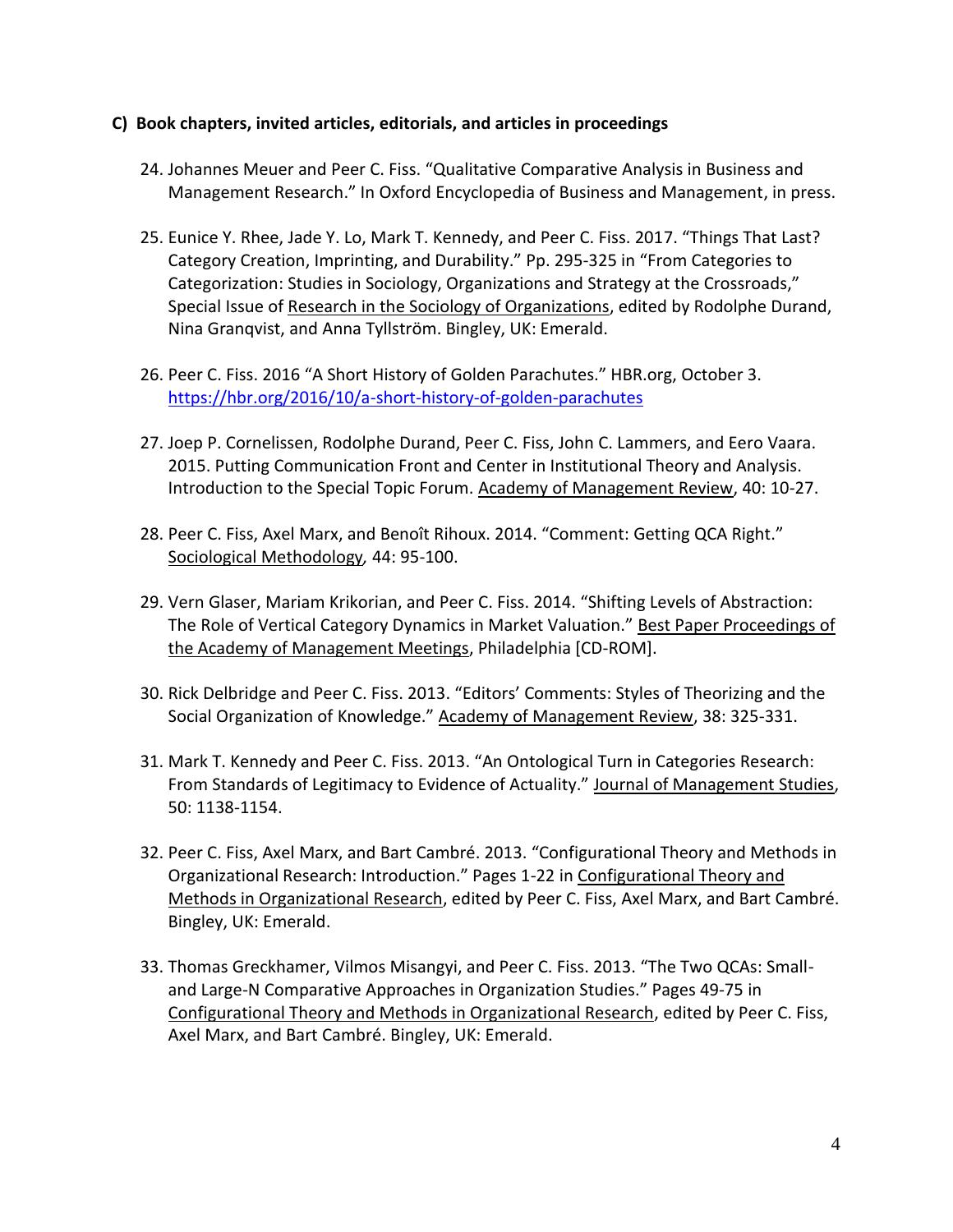### C) Book chapters, invited articles, editorials, and articles in proceedings

24. Johannes Meuer and Peer C. Fiss. "Qualitative Comparative Analysis in Business and Management Research." In Oxford Encyclopedia of Business and Management, in press.

25. Eunice Y. Rhee, Jade Y. Lo, Mark T. Kennedy, and Peer C. Fiss. 2017. "Things That Last? Category Creation, Imprinting, and Durability." Pp. 295-325 in "From Categories to Categorization: Studies in Sociology, Organizations and Strategy at the Crossroads," Special Issue of Research in the Sociology of Organizations, edited by Rodolphe Durand, Nina Granqvist, and Anna Tyllström. Bingley, UK: Emerald.

26. Peer C. Fiss. 2016 "A Short History of Golden Parachutes." HBR.org, October 3. https://hbr.org/2016/10/a-short-history-of-golden-parachutes

27. Joep P. Cornelissen, Rodolphe Durand, Peer C. Fiss, John C. Lammers, and Eero Vaara. 2015. Putting Communication Front and Center in Institutional Theory and Analysis. Introduction to the Special Topic Forum. Academy of Management Review, 40: 10-27.

28. Peer C. Fiss, Axel Marx, and Benoît Rihoux. 2014. "Comment: Getting QCA Right." Sociological Methodology, 44: 95-100.

29. Vern Glaser, Mariam Krikorian, and Peer C. Fiss. 2014. "Shifting Levels of Abstraction: The Role of Vertical Category Dynamics in Market Valuation." Best Paper Proceedings of the Academy of Management Meetings, Philadelphia [CD-ROM].

30. Rick Delbridge and Peer C. Fiss. 2013. "Editors' Comments: Styles of Theorizing and the Social Organization of Knowledge." Academy of Management Review, 38: 325-331.

31. Mark T. Kennedy and Peer C. Fiss. 2013. "An Ontological Turn in Categories Research: From Standards of Legitimacy to Evidence of Actuality." Journal of Management Studies, 50: 1138-1154.

32. Peer C. Fiss, Axel Marx, and Bart Cambré. 2013. "Configurational Theory and Methods in Organizational Research: Introduction." Pages 1-22 in Configurational Theory and Methods in Organizational Research, edited by Peer C. Fiss, Axel Marx, and Bart Cambré. Bingley, UK: Emerald.

33. Thomas Greckhamer, Vilmos Misangyi, and Peer C. Fiss. 2013. "The Two QCAs: Small- and Large-N Comparative Approaches in Organization Studies." Pages 49-75 in Configurational Theory and Methods in Organizational Research, edited by Peer C. Fiss, Axel Marx, and Bart Cambré. Bingley, UK: Emerald.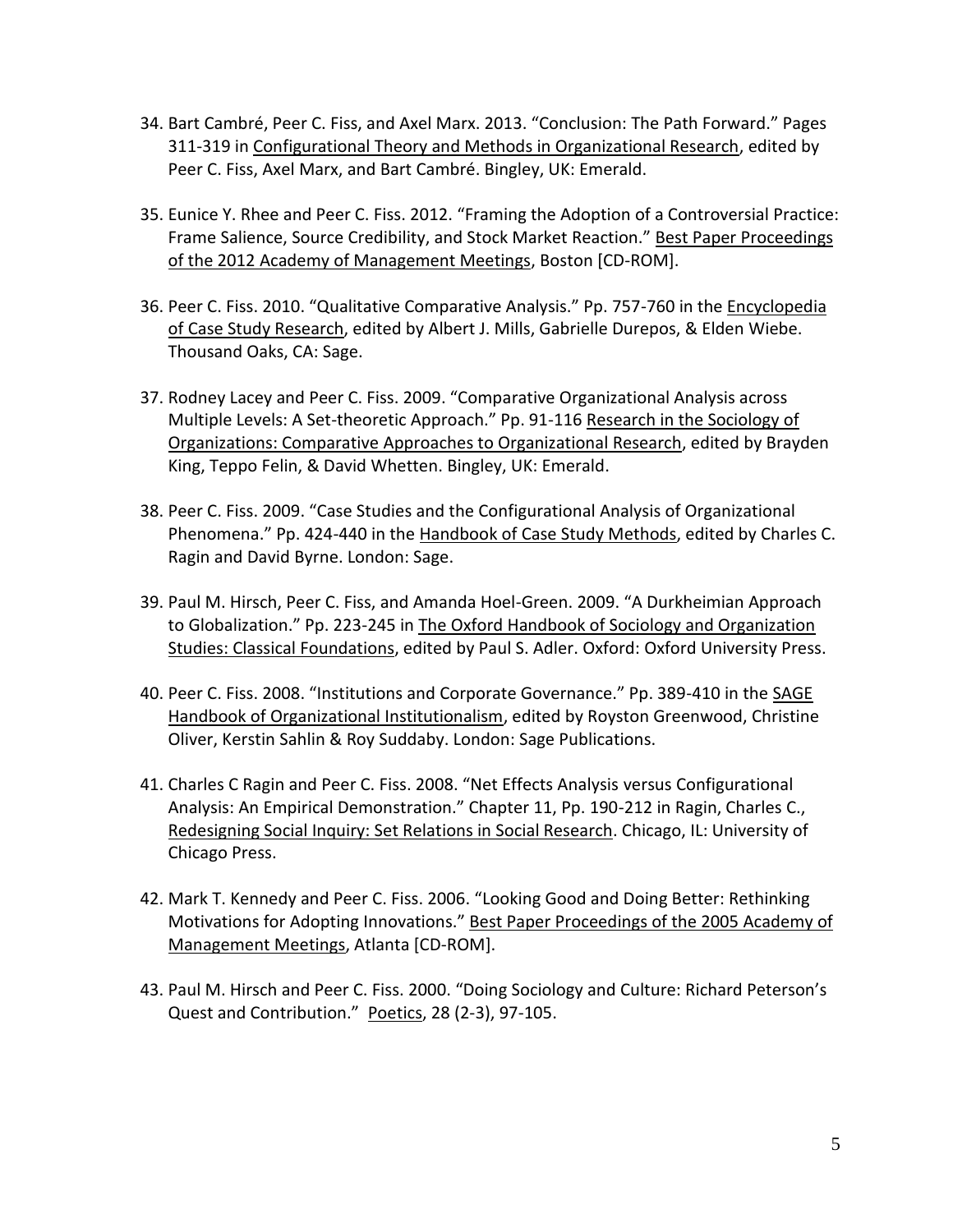34. Bart Cambré, Peer C. Fiss, and Axel Marx. 2013. "Conclusion: The Path Forward." Pages 311-319 in Configurational Theory and Methods in Organizational Research, edited by Peer C. Fiss, Axel Marx, and Bart Cambré. Bingley, UK: Emerald.

35. Eunice Y. Rhee and Peer C. Fiss. 2012. "Framing the Adoption of a Controversial Practice: Frame Salience, Source Credibility, and Stock Market Reaction." Best Paper Proceedings of the 2012 Academy of Management Meetings, Boston [CD-ROM].

36. Peer C. Fiss. 2010. "Qualitative Comparative Analysis." Pp. 757-760 in the Encyclopedia of Case Study Research, edited by Albert J. Mills, Gabrielle Durepos, & Elden Wiebe. Thousand Oaks, CA: Sage.

37. Rodney Lacey and Peer C. Fiss. 2009. "Comparative Organizational Analysis across Multiple Levels: A Set-theoretic Approach." Pp. 91-116 Research in the Sociology of Organizations: Comparative Approaches to Organizational Research, edited by Brayden King, Teppo Felin, & David Whetten. Bingley, UK: Emerald.

38. Peer C. Fiss. 2009. "Case Studies and the Configurational Analysis of Organizational Phenomena." Pp. 424-440 in the Handbook of Case Study Methods, edited by Charles C. Ragin and David Byrne. London: Sage.

39. Paul M. Hirsch, Peer C. Fiss, and Amanda Hoel-Green. 2009. "A Durkheimian Approach to Globalization." Pp. 223-245 in The Oxford Handbook of Sociology and Organization Studies: Classical Foundations, edited by Paul S. Adler. Oxford: Oxford University Press.

40. Peer C. Fiss. 2008. "Institutions and Corporate Governance." Pp. 389-410 in the SAGE Handbook of Organizational Institutionalism, edited by Royston Greenwood, Christine Oliver, Kerstin Sahlin & Roy Suddaby. London: Sage Publications.

41. Charles C Ragin and Peer C. Fiss. 2008. "Net Effects Analysis versus Configurational Analysis: An Empirical Demonstration." Chapter 11, Pp. 190-212 in Ragin, Charles C., Redesigning Social Inquiry: Set Relations in Social Research. Chicago, IL: University of Chicago Press.

42. Mark T. Kennedy and Peer C. Fiss. 2006. "Looking Good and Doing Better: Rethinking Motivations for Adopting Innovations." Best Paper Proceedings of the 2005 Academy of Management Meetings, Atlanta [CD-ROM].

43. Paul M. Hirsch and Peer C. Fiss. 2000. "Doing Sociology and Culture: Richard Peterson's Quest and Contribution." Poetics, 28 (2-3), 97-105.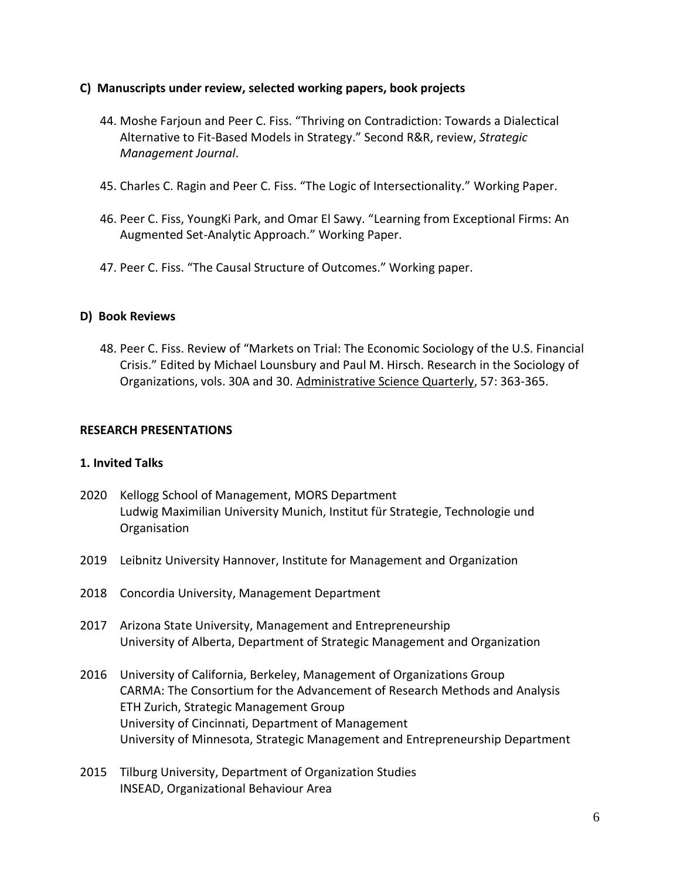### C) Manuscripts under review, selected working papers, book projects

44. Moshe Farjoun and Peer C. Fiss. "Thriving on Contradiction: Towards a Dialectical Alternative to Fit-Based Models in Strategy." Second R&R, review, *Strategic Management Journal*.

45. Charles C. Ragin and Peer C. Fiss. "The Logic of Intersectionality." Working Paper.

46. Peer C. Fiss, YoungKi Park, and Omar El Sawy. "Learning from Exceptional Firms: An Augmented Set-Analytic Approach." Working Paper.

47. Peer C. Fiss. "The Causal Structure of Outcomes." Working paper.

### D) Book Reviews

48. Peer C. Fiss. Review of "Markets on Trial: The Economic Sociology of the U.S. Financial Crisis." Edited by Michael Lounsbury and Paul M. Hirsch. Research in the Sociology of Organizations, vols. 30A and 30. Administrative Science Quarterly, 57: 363-365.

## RESEARCH PRESENTATIONS

### 1. Invited Talks

2020 Kellogg School of Management, MORS Department
Ludwig Maximilian University Munich, Institut für Strategie, Technologie und Organisation

2019 Leibnitz University Hannover, Institute for Management and Organization

2018 Concordia University, Management Department

2017 Arizona State University, Management and Entrepreneurship
University of Alberta, Department of Strategic Management and Organization

2016 University of California, Berkeley, Management of Organizations Group
CARMA: The Consortium for the Advancement of Research Methods and Analysis
ETH Zurich, Strategic Management Group
University of Cincinnati, Department of Management
University of Minnesota, Strategic Management and Entrepreneurship Department

2015 Tilburg University, Department of Organization Studies
INSEAD, Organizational Behaviour Area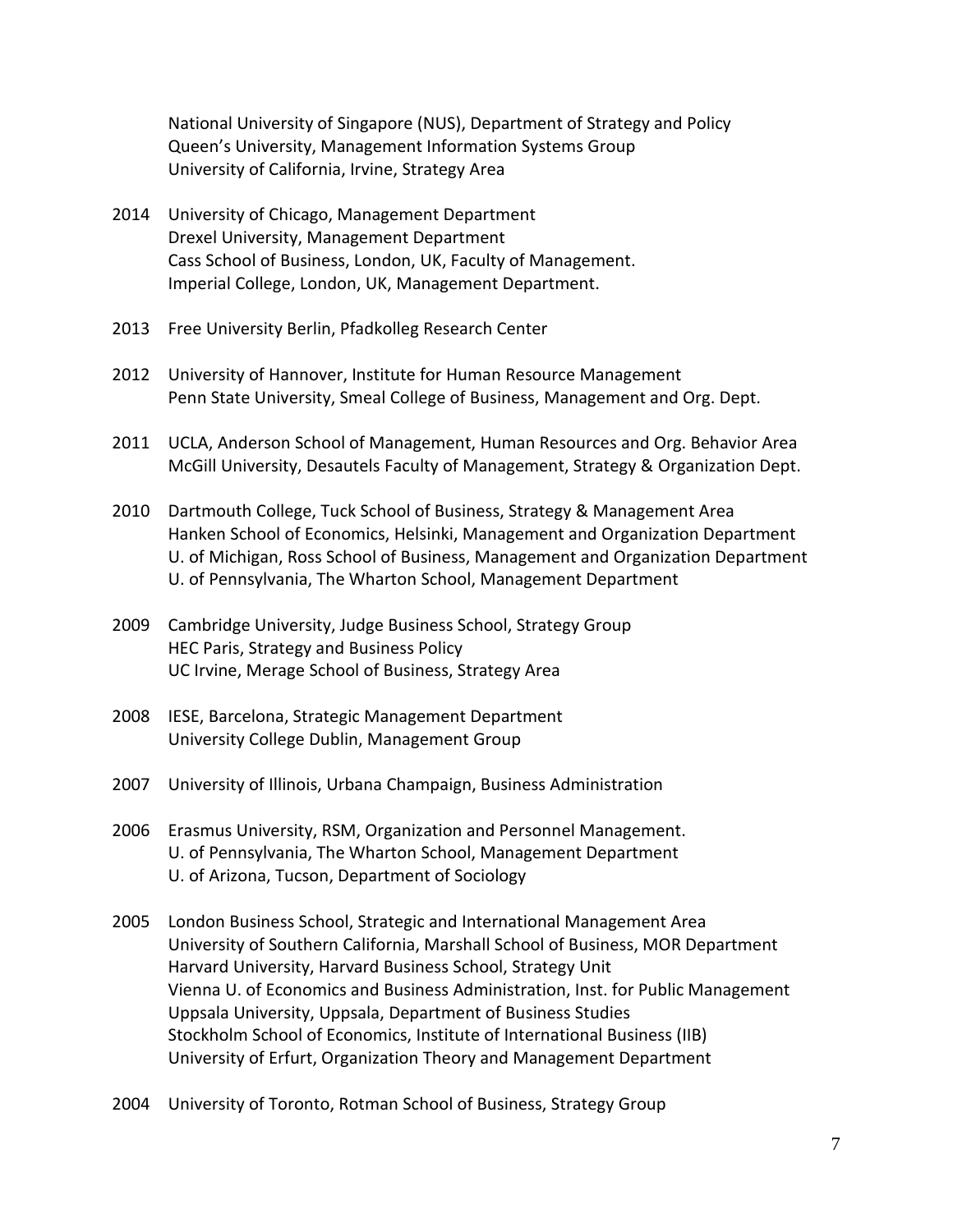National University of Singapore (NUS), Department of Strategy and Policy
Queen's University, Management Information Systems Group
University of California, Irvine, Strategy Area

2014 University of Chicago, Management Department
Drexel University, Management Department
Cass School of Business, London, UK, Faculty of Management.
Imperial College, London, UK, Management Department.

2013 Free University Berlin, Pfadkolleg Research Center

2012 University of Hannover, Institute for Human Resource Management
Penn State University, Smeal College of Business, Management and Org. Dept.

2011 UCLA, Anderson School of Management, Human Resources and Org. Behavior Area
McGill University, Desautels Faculty of Management, Strategy & Organization Dept.

2010 Dartmouth College, Tuck School of Business, Strategy & Management Area
Hanken School of Economics, Helsinki, Management and Organization Department
U. of Michigan, Ross School of Business, Management and Organization Department
U. of Pennsylvania, The Wharton School, Management Department

2009 Cambridge University, Judge Business School, Strategy Group
HEC Paris, Strategy and Business Policy
UC Irvine, Merage School of Business, Strategy Area

2008 IESE, Barcelona, Strategic Management Department
University College Dublin, Management Group

2007 University of Illinois, Urbana Champaign, Business Administration

2006 Erasmus University, RSM, Organization and Personnel Management.
U. of Pennsylvania, The Wharton School, Management Department
U. of Arizona, Tucson, Department of Sociology

2005 London Business School, Strategic and International Management Area
University of Southern California, Marshall School of Business, MOR Department
Harvard University, Harvard Business School, Strategy Unit
Vienna U. of Economics and Business Administration, Inst. for Public Management
Uppsala University, Uppsala, Department of Business Studies
Stockholm School of Economics, Institute of International Business (IIB)
University of Erfurt, Organization Theory and Management Department

2004 University of Toronto, Rotman School of Business, Strategy Group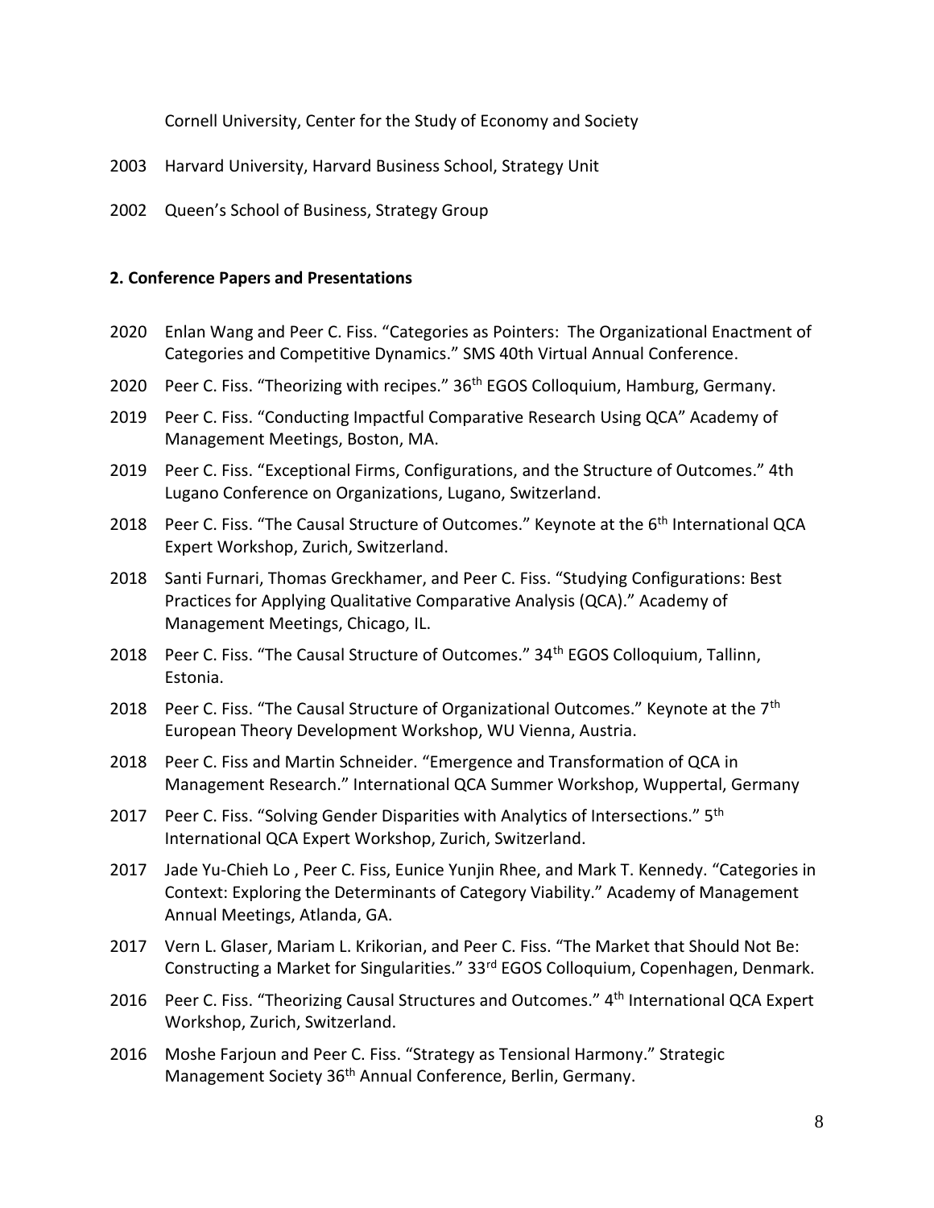Cornell University, Center for the Study of Economy and Society

2003 Harvard University, Harvard Business School, Strategy Unit

2002 Queen's School of Business, Strategy Group

**2. Conference Papers and Presentations**

2020 Enlan Wang and Peer C. Fiss. "Categories as Pointers: The Organizational Enactment of Categories and Competitive Dynamics." SMS 40th Virtual Annual Conference.

2020 Peer C. Fiss. "Theorizing with recipes." 36th EGOS Colloquium, Hamburg, Germany.

2019 Peer C. Fiss. "Conducting Impactful Comparative Research Using QCA" Academy of Management Meetings, Boston, MA.

2019 Peer C. Fiss. "Exceptional Firms, Configurations, and the Structure of Outcomes." 4th Lugano Conference on Organizations, Lugano, Switzerland.

2018 Peer C. Fiss. "The Causal Structure of Outcomes." Keynote at the 6th International QCA Expert Workshop, Zurich, Switzerland.

2018 Santi Furnari, Thomas Greckhamer, and Peer C. Fiss. "Studying Configurations: Best Practices for Applying Qualitative Comparative Analysis (QCA)." Academy of Management Meetings, Chicago, IL.

2018 Peer C. Fiss. "The Causal Structure of Outcomes." 34th EGOS Colloquium, Tallinn, Estonia.

2018 Peer C. Fiss. "The Causal Structure of Organizational Outcomes." Keynote at the 7th European Theory Development Workshop, WU Vienna, Austria.

2018 Peer C. Fiss and Martin Schneider. "Emergence and Transformation of QCA in Management Research." International QCA Summer Workshop, Wuppertal, Germany

2017 Peer C. Fiss. "Solving Gender Disparities with Analytics of Intersections." 5th International QCA Expert Workshop, Zurich, Switzerland.

2017 Jade Yu-Chieh Lo , Peer C. Fiss, Eunice Yunjin Rhee, and Mark T. Kennedy. "Categories in Context: Exploring the Determinants of Category Viability." Academy of Management Annual Meetings, Atlanda, GA.

2017 Vern L. Glaser, Mariam L. Krikorian, and Peer C. Fiss. "The Market that Should Not Be: Constructing a Market for Singularities." 33rd EGOS Colloquium, Copenhagen, Denmark.

2016 Peer C. Fiss. "Theorizing Causal Structures and Outcomes." 4th International QCA Expert Workshop, Zurich, Switzerland.

2016 Moshe Farjoun and Peer C. Fiss. "Strategy as Tensional Harmony." Strategic Management Society 36th Annual Conference, Berlin, Germany.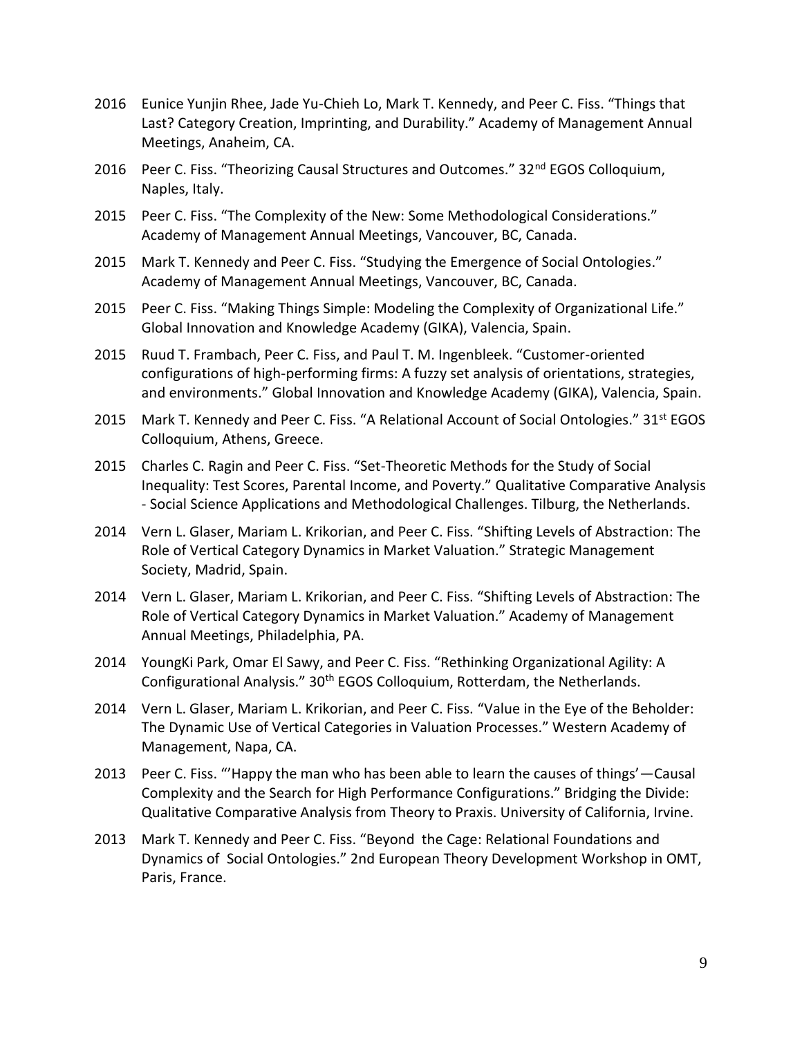2016 Eunice Yunjin Rhee, Jade Yu-Chieh Lo, Mark T. Kennedy, and Peer C. Fiss. "Things that Last? Category Creation, Imprinting, and Durability." Academy of Management Annual Meetings, Anaheim, CA.

2016 Peer C. Fiss. "Theorizing Causal Structures and Outcomes." 32nd EGOS Colloquium, Naples, Italy.

2015 Peer C. Fiss. "The Complexity of the New: Some Methodological Considerations." Academy of Management Annual Meetings, Vancouver, BC, Canada.

2015 Mark T. Kennedy and Peer C. Fiss. "Studying the Emergence of Social Ontologies." Academy of Management Annual Meetings, Vancouver, BC, Canada.

2015 Peer C. Fiss. "Making Things Simple: Modeling the Complexity of Organizational Life." Global Innovation and Knowledge Academy (GIKA), Valencia, Spain.

2015 Ruud T. Frambach, Peer C. Fiss, and Paul T. M. Ingenbleek. "Customer-oriented configurations of high-performing firms: A fuzzy set analysis of orientations, strategies, and environments." Global Innovation and Knowledge Academy (GIKA), Valencia, Spain.

2015 Mark T. Kennedy and Peer C. Fiss. "A Relational Account of Social Ontologies." 31st EGOS Colloquium, Athens, Greece.

2015 Charles C. Ragin and Peer C. Fiss. "Set-Theoretic Methods for the Study of Social Inequality: Test Scores, Parental Income, and Poverty." Qualitative Comparative Analysis - Social Science Applications and Methodological Challenges. Tilburg, the Netherlands.

2014 Vern L. Glaser, Mariam L. Krikorian, and Peer C. Fiss. "Shifting Levels of Abstraction: The Role of Vertical Category Dynamics in Market Valuation." Strategic Management Society, Madrid, Spain.

2014 Vern L. Glaser, Mariam L. Krikorian, and Peer C. Fiss. "Shifting Levels of Abstraction: The Role of Vertical Category Dynamics in Market Valuation." Academy of Management Annual Meetings, Philadelphia, PA.

2014 YoungKi Park, Omar El Sawy, and Peer C. Fiss. "Rethinking Organizational Agility: A Configurational Analysis." 30th EGOS Colloquium, Rotterdam, the Netherlands.

2014 Vern L. Glaser, Mariam L. Krikorian, and Peer C. Fiss. "Value in the Eye of the Beholder: The Dynamic Use of Vertical Categories in Valuation Processes." Western Academy of Management, Napa, CA.

2013 Peer C. Fiss. "'Happy the man who has been able to learn the causes of things'—Causal Complexity and the Search for High Performance Configurations." Bridging the Divide: Qualitative Comparative Analysis from Theory to Praxis. University of California, Irvine.

2013 Mark T. Kennedy and Peer C. Fiss. "Beyond the Cage: Relational Foundations and Dynamics of Social Ontologies." 2nd European Theory Development Workshop in OMT, Paris, France.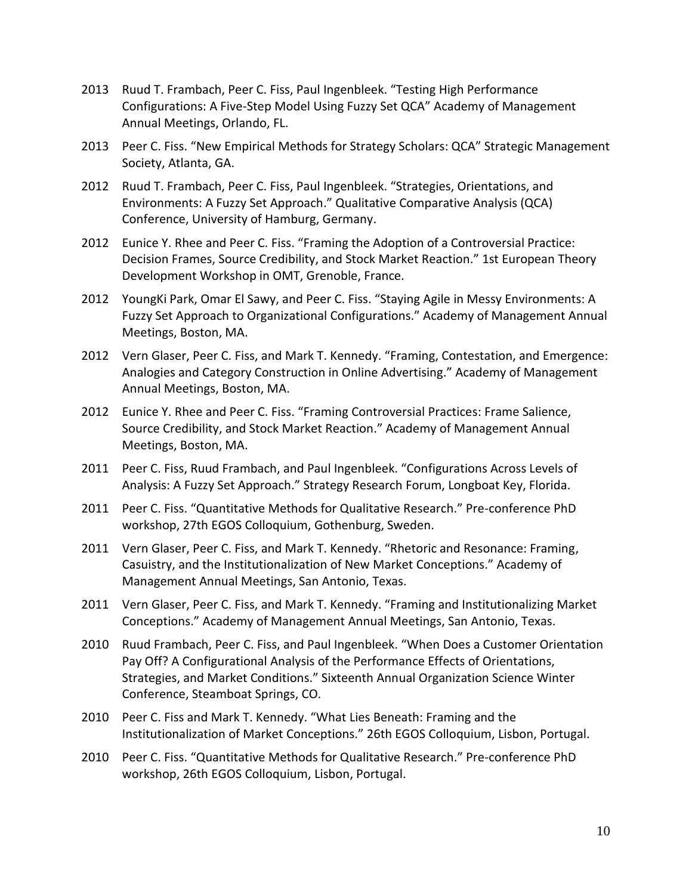2013 Ruud T. Frambach, Peer C. Fiss, Paul Ingenbleek. "Testing High Performance Configurations: A Five-Step Model Using Fuzzy Set QCA" Academy of Management Annual Meetings, Orlando, FL.

2013 Peer C. Fiss. "New Empirical Methods for Strategy Scholars: QCA" Strategic Management Society, Atlanta, GA.

2012 Ruud T. Frambach, Peer C. Fiss, Paul Ingenbleek. "Strategies, Orientations, and Environments: A Fuzzy Set Approach." Qualitative Comparative Analysis (QCA) Conference, University of Hamburg, Germany.

2012 Eunice Y. Rhee and Peer C. Fiss. "Framing the Adoption of a Controversial Practice: Decision Frames, Source Credibility, and Stock Market Reaction." 1st European Theory Development Workshop in OMT, Grenoble, France.

2012 YoungKi Park, Omar El Sawy, and Peer C. Fiss. "Staying Agile in Messy Environments: A Fuzzy Set Approach to Organizational Configurations." Academy of Management Annual Meetings, Boston, MA.

2012 Vern Glaser, Peer C. Fiss, and Mark T. Kennedy. "Framing, Contestation, and Emergence: Analogies and Category Construction in Online Advertising." Academy of Management Annual Meetings, Boston, MA.

2012 Eunice Y. Rhee and Peer C. Fiss. "Framing Controversial Practices: Frame Salience, Source Credibility, and Stock Market Reaction." Academy of Management Annual Meetings, Boston, MA.

2011 Peer C. Fiss, Ruud Frambach, and Paul Ingenbleek. "Configurations Across Levels of Analysis: A Fuzzy Set Approach." Strategy Research Forum, Longboat Key, Florida.

2011 Peer C. Fiss. "Quantitative Methods for Qualitative Research." Pre-conference PhD workshop, 27th EGOS Colloquium, Gothenburg, Sweden.

2011 Vern Glaser, Peer C. Fiss, and Mark T. Kennedy. "Rhetoric and Resonance: Framing, Casuistry, and the Institutionalization of New Market Conceptions." Academy of Management Annual Meetings, San Antonio, Texas.

2011 Vern Glaser, Peer C. Fiss, and Mark T. Kennedy. "Framing and Institutionalizing Market Conceptions." Academy of Management Annual Meetings, San Antonio, Texas.

2010 Ruud Frambach, Peer C. Fiss, and Paul Ingenbleek. "When Does a Customer Orientation Pay Off? A Configurational Analysis of the Performance Effects of Orientations, Strategies, and Market Conditions." Sixteenth Annual Organization Science Winter Conference, Steamboat Springs, CO.

2010 Peer C. Fiss and Mark T. Kennedy. "What Lies Beneath: Framing and the Institutionalization of Market Conceptions." 26th EGOS Colloquium, Lisbon, Portugal.

2010 Peer C. Fiss. "Quantitative Methods for Qualitative Research." Pre-conference PhD workshop, 26th EGOS Colloquium, Lisbon, Portugal.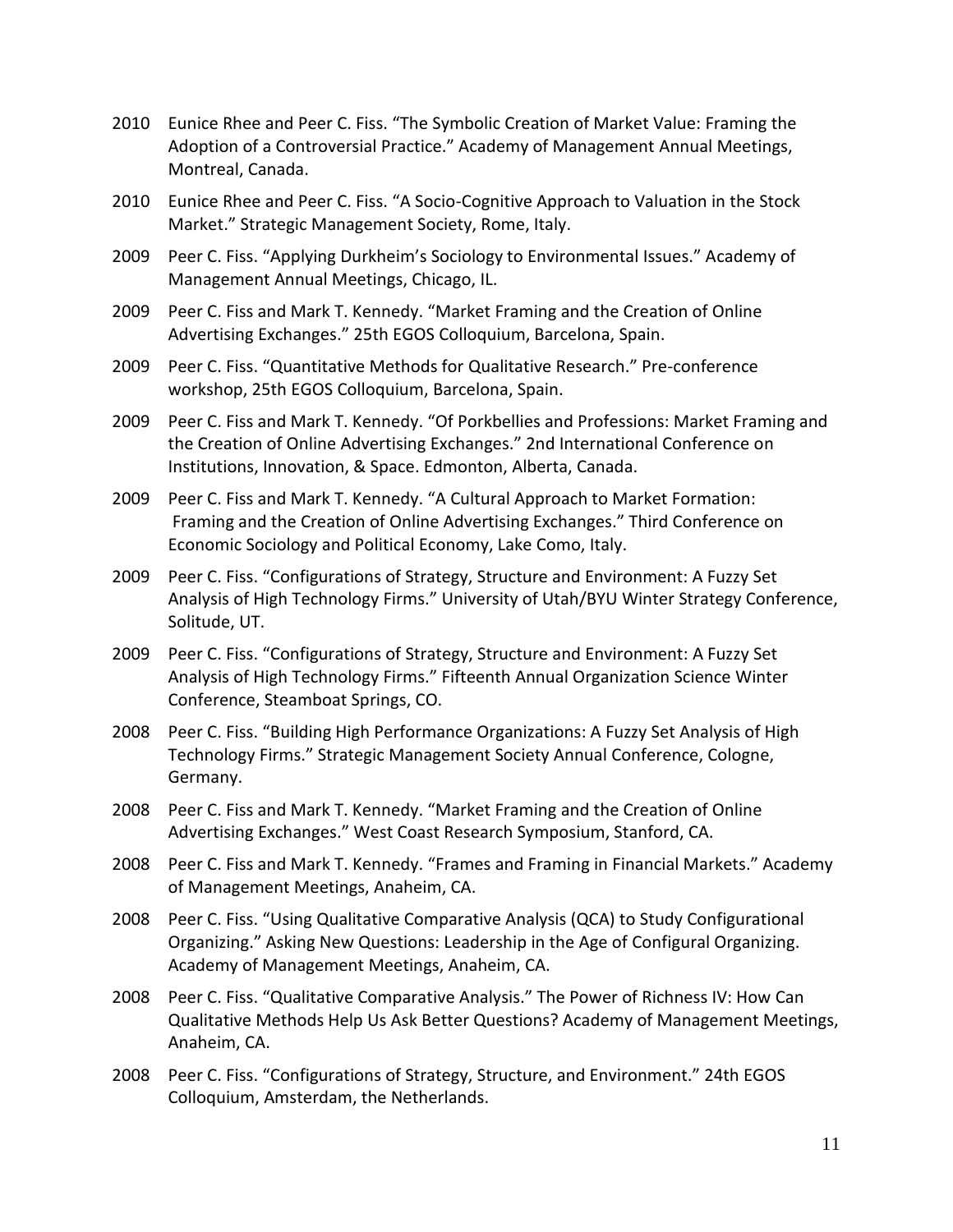2010 Eunice Rhee and Peer C. Fiss. "The Symbolic Creation of Market Value: Framing the Adoption of a Controversial Practice." Academy of Management Annual Meetings, Montreal, Canada.

2010 Eunice Rhee and Peer C. Fiss. "A Socio-Cognitive Approach to Valuation in the Stock Market." Strategic Management Society, Rome, Italy.

2009 Peer C. Fiss. "Applying Durkheim's Sociology to Environmental Issues." Academy of Management Annual Meetings, Chicago, IL.

2009 Peer C. Fiss and Mark T. Kennedy. "Market Framing and the Creation of Online Advertising Exchanges." 25th EGOS Colloquium, Barcelona, Spain.

2009 Peer C. Fiss. "Quantitative Methods for Qualitative Research." Pre-conference workshop, 25th EGOS Colloquium, Barcelona, Spain.

2009 Peer C. Fiss and Mark T. Kennedy. "Of Porkbellies and Professions: Market Framing and the Creation of Online Advertising Exchanges." 2nd International Conference on Institutions, Innovation, & Space. Edmonton, Alberta, Canada.

2009 Peer C. Fiss and Mark T. Kennedy. "A Cultural Approach to Market Formation: Framing and the Creation of Online Advertising Exchanges." Third Conference on Economic Sociology and Political Economy, Lake Como, Italy.

2009 Peer C. Fiss. "Configurations of Strategy, Structure and Environment: A Fuzzy Set Analysis of High Technology Firms." University of Utah/BYU Winter Strategy Conference, Solitude, UT.

2009 Peer C. Fiss. "Configurations of Strategy, Structure and Environment: A Fuzzy Set Analysis of High Technology Firms." Fifteenth Annual Organization Science Winter Conference, Steamboat Springs, CO.

2008 Peer C. Fiss. "Building High Performance Organizations: A Fuzzy Set Analysis of High Technology Firms." Strategic Management Society Annual Conference, Cologne, Germany.

2008 Peer C. Fiss and Mark T. Kennedy. "Market Framing and the Creation of Online Advertising Exchanges." West Coast Research Symposium, Stanford, CA.

2008 Peer C. Fiss and Mark T. Kennedy. "Frames and Framing in Financial Markets." Academy of Management Meetings, Anaheim, CA.

2008 Peer C. Fiss. "Using Qualitative Comparative Analysis (QCA) to Study Configurational Organizing." Asking New Questions: Leadership in the Age of Configural Organizing. Academy of Management Meetings, Anaheim, CA.

2008 Peer C. Fiss. "Qualitative Comparative Analysis." The Power of Richness IV: How Can Qualitative Methods Help Us Ask Better Questions? Academy of Management Meetings, Anaheim, CA.

2008 Peer C. Fiss. "Configurations of Strategy, Structure, and Environment." 24th EGOS Colloquium, Amsterdam, the Netherlands.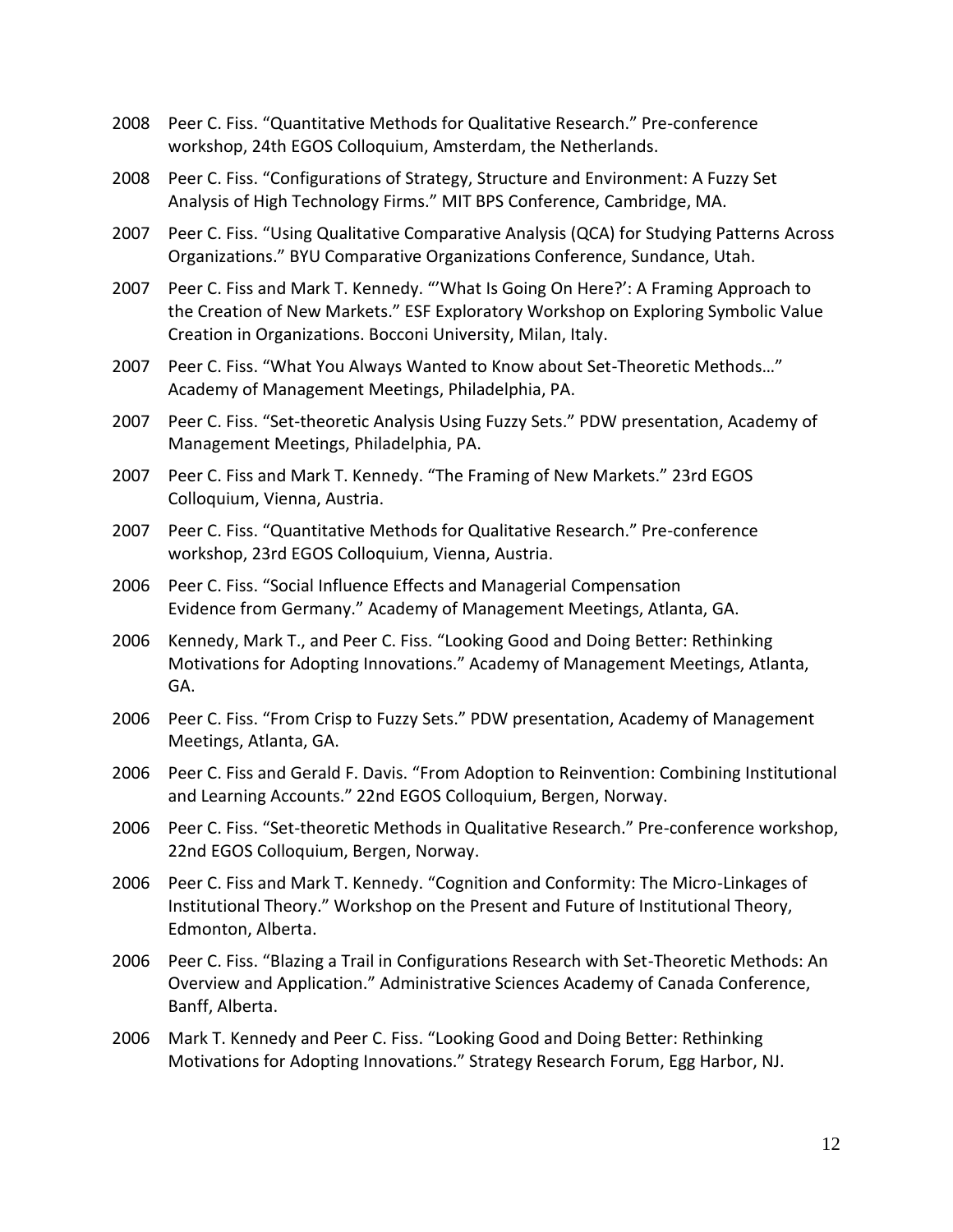2008 Peer C. Fiss. "Quantitative Methods for Qualitative Research." Pre-conference workshop, 24th EGOS Colloquium, Amsterdam, the Netherlands.

2008 Peer C. Fiss. "Configurations of Strategy, Structure and Environment: A Fuzzy Set Analysis of High Technology Firms." MIT BPS Conference, Cambridge, MA.

2007 Peer C. Fiss. "Using Qualitative Comparative Analysis (QCA) for Studying Patterns Across Organizations." BYU Comparative Organizations Conference, Sundance, Utah.

2007 Peer C. Fiss and Mark T. Kennedy. "'What Is Going On Here?': A Framing Approach to the Creation of New Markets." ESF Exploratory Workshop on Exploring Symbolic Value Creation in Organizations. Bocconi University, Milan, Italy.

2007 Peer C. Fiss. "What You Always Wanted to Know about Set-Theoretic Methods…" Academy of Management Meetings, Philadelphia, PA.

2007 Peer C. Fiss. "Set-theoretic Analysis Using Fuzzy Sets." PDW presentation, Academy of Management Meetings, Philadelphia, PA.

2007 Peer C. Fiss and Mark T. Kennedy. "The Framing of New Markets." 23rd EGOS Colloquium, Vienna, Austria.

2007 Peer C. Fiss. "Quantitative Methods for Qualitative Research." Pre-conference workshop, 23rd EGOS Colloquium, Vienna, Austria.

2006 Peer C. Fiss. "Social Influence Effects and Managerial Compensation Evidence from Germany." Academy of Management Meetings, Atlanta, GA.

2006 Kennedy, Mark T., and Peer C. Fiss. "Looking Good and Doing Better: Rethinking Motivations for Adopting Innovations." Academy of Management Meetings, Atlanta, GA.

2006 Peer C. Fiss. "From Crisp to Fuzzy Sets." PDW presentation, Academy of Management Meetings, Atlanta, GA.

2006 Peer C. Fiss and Gerald F. Davis. "From Adoption to Reinvention: Combining Institutional and Learning Accounts." 22nd EGOS Colloquium, Bergen, Norway.

2006 Peer C. Fiss. "Set-theoretic Methods in Qualitative Research." Pre-conference workshop, 22nd EGOS Colloquium, Bergen, Norway.

2006 Peer C. Fiss and Mark T. Kennedy. "Cognition and Conformity: The Micro-Linkages of Institutional Theory." Workshop on the Present and Future of Institutional Theory, Edmonton, Alberta.

2006 Peer C. Fiss. "Blazing a Trail in Configurations Research with Set-Theoretic Methods: An Overview and Application." Administrative Sciences Academy of Canada Conference, Banff, Alberta.

2006 Mark T. Kennedy and Peer C. Fiss. "Looking Good and Doing Better: Rethinking Motivations for Adopting Innovations." Strategy Research Forum, Egg Harbor, NJ.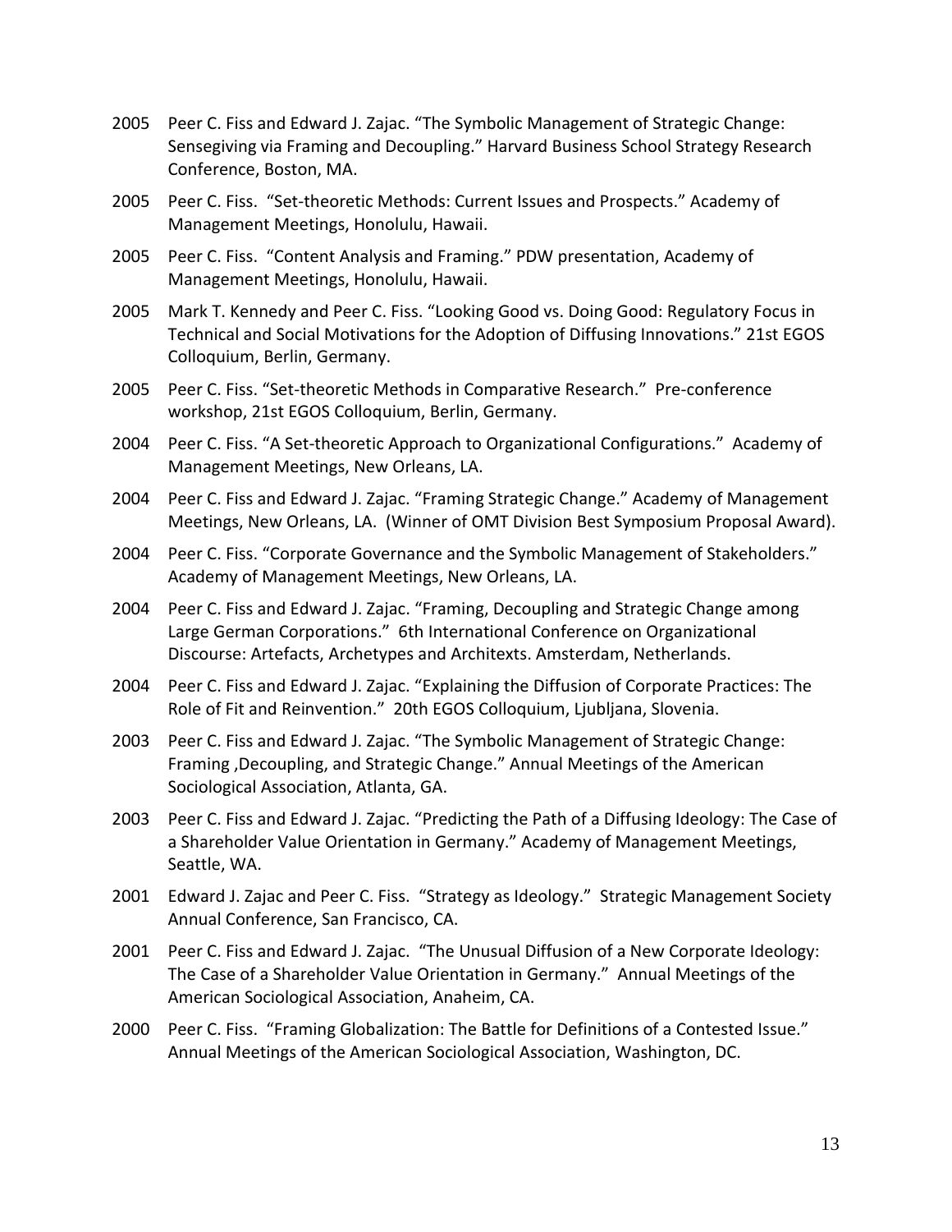2005 Peer C. Fiss and Edward J. Zajac. “The Symbolic Management of Strategic Change: Sensegiving via Framing and Decoupling.” Harvard Business School Strategy Research Conference, Boston, MA.

2005 Peer C. Fiss. “Set-theoretic Methods: Current Issues and Prospects.” Academy of Management Meetings, Honolulu, Hawaii.

2005 Peer C. Fiss. “Content Analysis and Framing.” PDW presentation, Academy of Management Meetings, Honolulu, Hawaii.

2005 Mark T. Kennedy and Peer C. Fiss. “Looking Good vs. Doing Good: Regulatory Focus in Technical and Social Motivations for the Adoption of Diffusing Innovations.” 21st EGOS Colloquium, Berlin, Germany.

2005 Peer C. Fiss. “Set-theoretic Methods in Comparative Research.” Pre-conference workshop, 21st EGOS Colloquium, Berlin, Germany.

2004 Peer C. Fiss. “A Set-theoretic Approach to Organizational Configurations.” Academy of Management Meetings, New Orleans, LA.

2004 Peer C. Fiss and Edward J. Zajac. “Framing Strategic Change.” Academy of Management Meetings, New Orleans, LA. (Winner of OMT Division Best Symposium Proposal Award).

2004 Peer C. Fiss. “Corporate Governance and the Symbolic Management of Stakeholders.” Academy of Management Meetings, New Orleans, LA.

2004 Peer C. Fiss and Edward J. Zajac. “Framing, Decoupling and Strategic Change among Large German Corporations.” 6th International Conference on Organizational Discourse: Artefacts, Archetypes and Architexts. Amsterdam, Netherlands.

2004 Peer C. Fiss and Edward J. Zajac. “Explaining the Diffusion of Corporate Practices: The Role of Fit and Reinvention.” 20th EGOS Colloquium, Ljubljana, Slovenia.

2003 Peer C. Fiss and Edward J. Zajac. “The Symbolic Management of Strategic Change: Framing ,Decoupling, and Strategic Change.” Annual Meetings of the American Sociological Association, Atlanta, GA.

2003 Peer C. Fiss and Edward J. Zajac. “Predicting the Path of a Diffusing Ideology: The Case of a Shareholder Value Orientation in Germany.” Academy of Management Meetings, Seattle, WA.

2001 Edward J. Zajac and Peer C. Fiss. “Strategy as Ideology.” Strategic Management Society Annual Conference, San Francisco, CA.

2001 Peer C. Fiss and Edward J. Zajac. “The Unusual Diffusion of a New Corporate Ideology: The Case of a Shareholder Value Orientation in Germany.” Annual Meetings of the American Sociological Association, Anaheim, CA.

2000 Peer C. Fiss. “Framing Globalization: The Battle for Definitions of a Contested Issue.” Annual Meetings of the American Sociological Association, Washington, DC.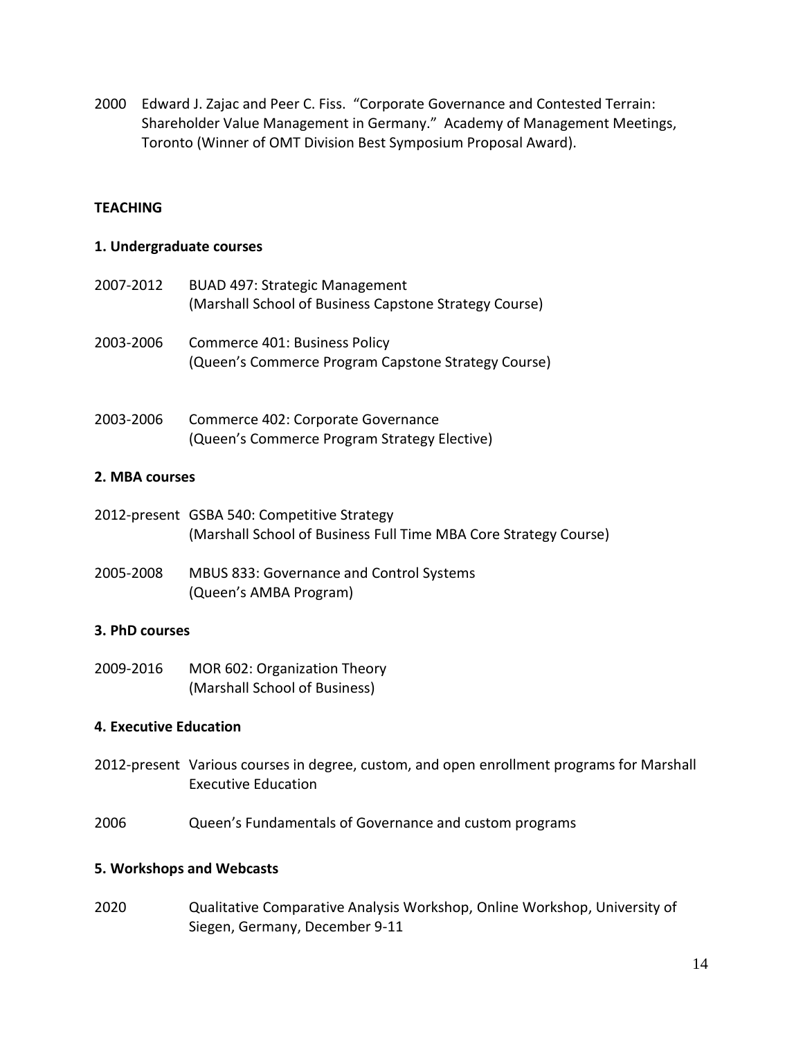2000 Edward J. Zajac and Peer C. Fiss. "Corporate Governance and Contested Terrain: Shareholder Value Management in Germany." Academy of Management Meetings, Toronto (Winner of OMT Division Best Symposium Proposal Award).

## TEACHING

### 1. Undergraduate courses

2007-2012 BUAD 497: Strategic Management
(Marshall School of Business Capstone Strategy Course)

2003-2006 Commerce 401: Business Policy
(Queen's Commerce Program Capstone Strategy Course)

2003-2006 Commerce 402: Corporate Governance
(Queen's Commerce Program Strategy Elective)

### 2. MBA courses

2012-present GSBA 540: Competitive Strategy
(Marshall School of Business Full Time MBA Core Strategy Course)

2005-2008 MBUS 833: Governance and Control Systems
(Queen's AMBA Program)

### 3. PhD courses

2009-2016 MOR 602: Organization Theory
(Marshall School of Business)

### 4. Executive Education

2012-present Various courses in degree, custom, and open enrollment programs for Marshall Executive Education

2006 Queen's Fundamentals of Governance and custom programs

### 5. Workshops and Webcasts

2020 Qualitative Comparative Analysis Workshop, Online Workshop, University of Siegen, Germany, December 9-11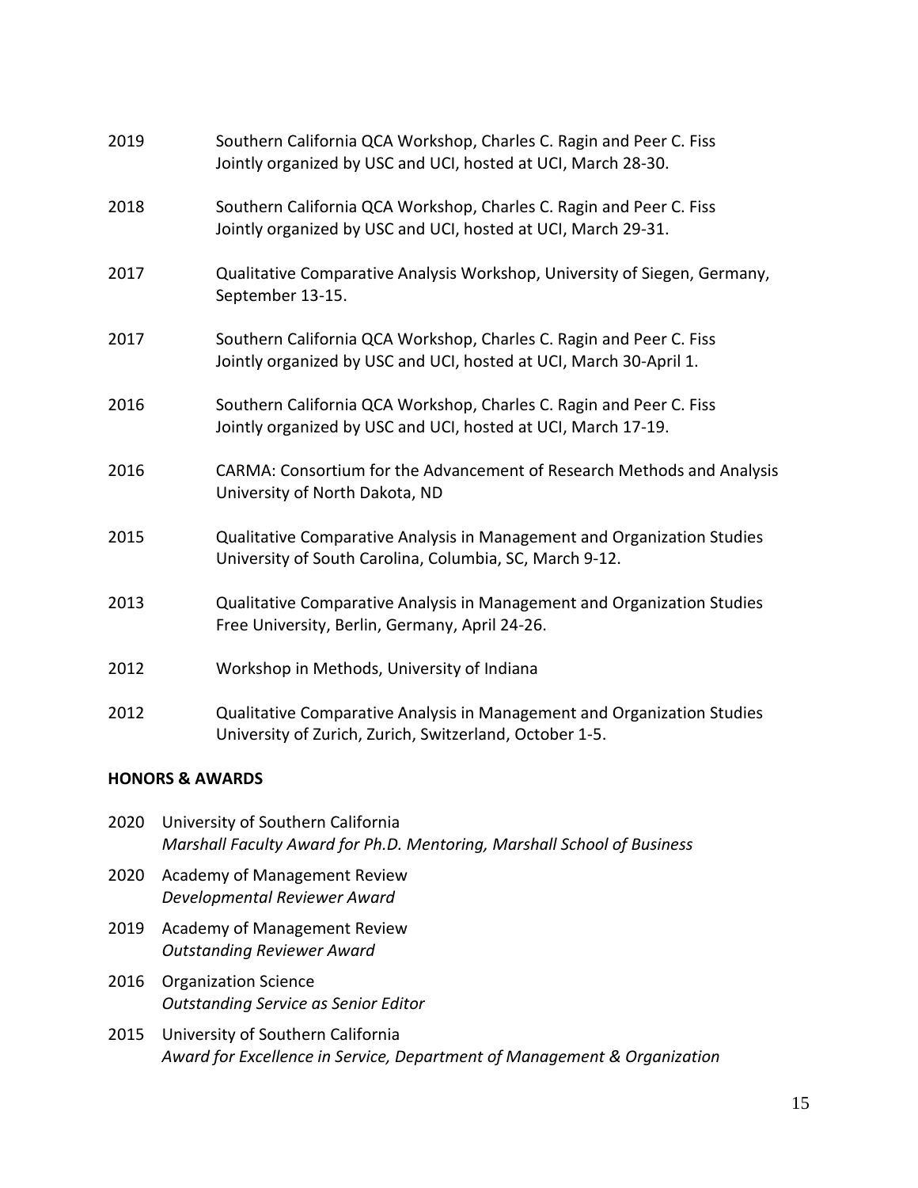2019 Southern California QCA Workshop, Charles C. Ragin and Peer C. Fiss
Jointly organized by USC and UCI, hosted at UCI, March 28-30.

2018 Southern California QCA Workshop, Charles C. Ragin and Peer C. Fiss
Jointly organized by USC and UCI, hosted at UCI, March 29-31.

2017 Qualitative Comparative Analysis Workshop, University of Siegen, Germany, September 13-15.

2017 Southern California QCA Workshop, Charles C. Ragin and Peer C. Fiss
Jointly organized by USC and UCI, hosted at UCI, March 30-April 1.

2016 Southern California QCA Workshop, Charles C. Ragin and Peer C. Fiss
Jointly organized by USC and UCI, hosted at UCI, March 17-19.

2016 CARMA: Consortium for the Advancement of Research Methods and Analysis
University of North Dakota, ND

2015 Qualitative Comparative Analysis in Management and Organization Studies
University of South Carolina, Columbia, SC, March 9-12.

2013 Qualitative Comparative Analysis in Management and Organization Studies
Free University, Berlin, Germany, April 24-26.

2012 Workshop in Methods, University of Indiana

2012 Qualitative Comparative Analysis in Management and Organization Studies
University of Zurich, Zurich, Switzerland, October 1-5.

**HONORS & AWARDS**

2020 University of Southern California
*Marshall Faculty Award for Ph.D. Mentoring, Marshall School of Business*

2020 Academy of Management Review
*Developmental Reviewer Award*

2019 Academy of Management Review
*Outstanding Reviewer Award*

2016 Organization Science
*Outstanding Service as Senior Editor*

2015 University of Southern California
*Award for Excellence in Service, Department of Management & Organization*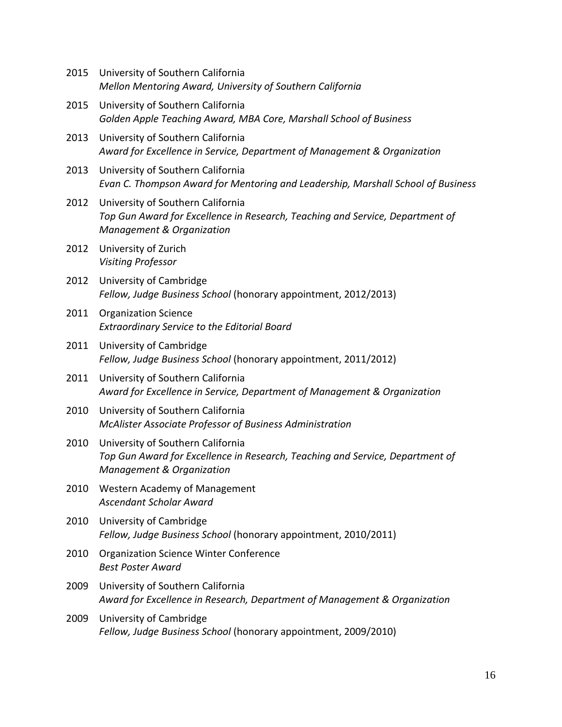2015 University of Southern California
*Mellon Mentoring Award, University of Southern California*

2015 University of Southern California
*Golden Apple Teaching Award, MBA Core, Marshall School of Business*

2013 University of Southern California
*Award for Excellence in Service, Department of Management & Organization*

2013 University of Southern California
*Evan C. Thompson Award for Mentoring and Leadership, Marshall School of Business*

2012 University of Southern California
*Top Gun Award for Excellence in Research, Teaching and Service, Department of Management & Organization*

2012 University of Zurich
*Visiting Professor*

2012 University of Cambridge
*Fellow, Judge Business School* (honorary appointment, 2012/2013)

2011 Organization Science
*Extraordinary Service to the Editorial Board*

2011 University of Cambridge
*Fellow, Judge Business School* (honorary appointment, 2011/2012)

2011 University of Southern California
*Award for Excellence in Service, Department of Management & Organization*

2010 University of Southern California
*McAlister Associate Professor of Business Administration*

2010 University of Southern California
*Top Gun Award for Excellence in Research, Teaching and Service, Department of Management & Organization*

2010 Western Academy of Management
*Ascendant Scholar Award*

2010 University of Cambridge
*Fellow, Judge Business School* (honorary appointment, 2010/2011)

2010 Organization Science Winter Conference
*Best Poster Award*

2009 University of Southern California
*Award for Excellence in Research, Department of Management & Organization*

2009 University of Cambridge
*Fellow, Judge Business School* (honorary appointment, 2009/2010)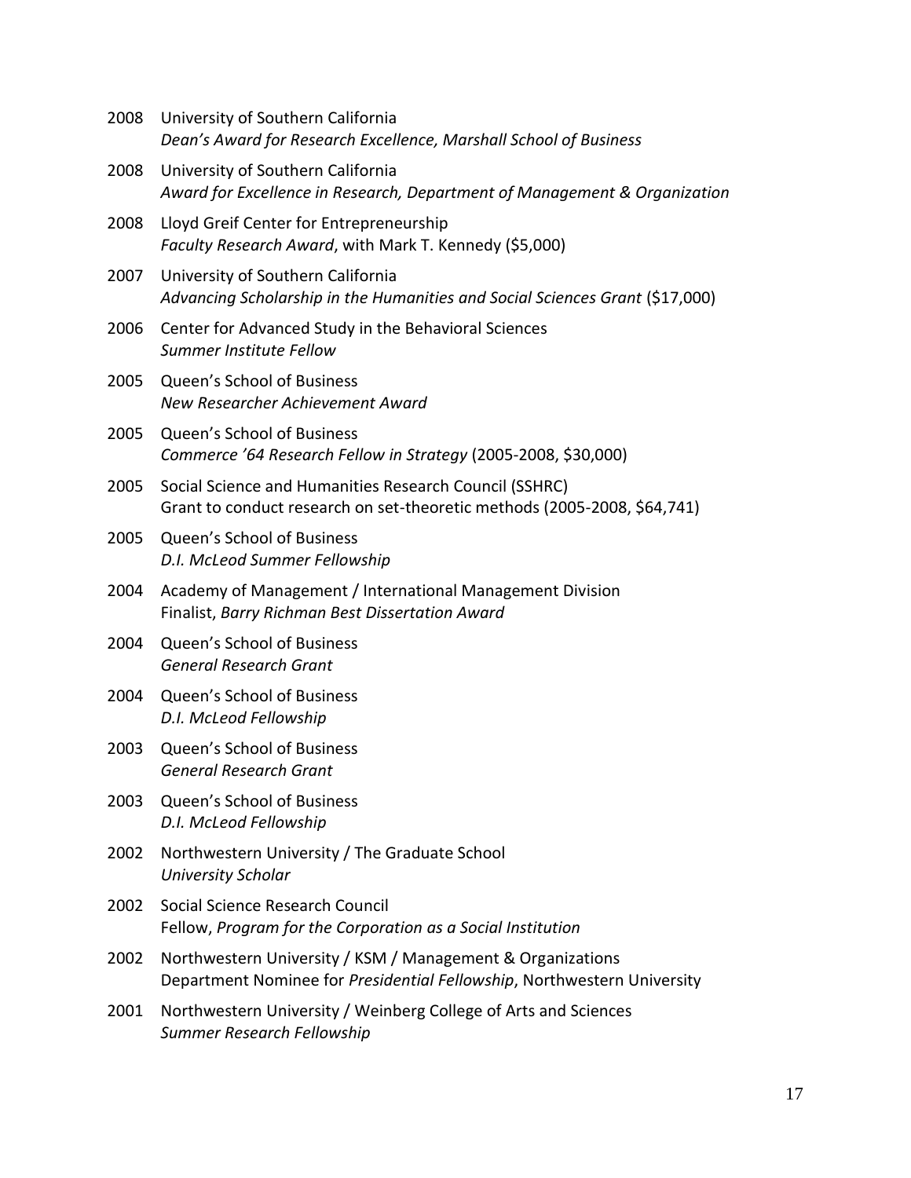2008 University of Southern California
*Dean's Award for Research Excellence, Marshall School of Business*

2008 University of Southern California
*Award for Excellence in Research, Department of Management & Organization*

2008 Lloyd Greif Center for Entrepreneurship
*Faculty Research Award*, with Mark T. Kennedy ($5,000)

2007 University of Southern California
*Advancing Scholarship in the Humanities and Social Sciences Grant* ($17,000)

2006 Center for Advanced Study in the Behavioral Sciences
*Summer Institute Fellow*

2005 Queen's School of Business
*New Researcher Achievement Award*

2005 Queen's School of Business
*Commerce '64 Research Fellow in Strategy* (2005-2008, $30,000)

2005 Social Science and Humanities Research Council (SSHRC)
Grant to conduct research on set-theoretic methods (2005-2008, $64,741)

2005 Queen's School of Business
*D.I. McLeod Summer Fellowship*

2004 Academy of Management / International Management Division
Finalist, *Barry Richman Best Dissertation Award*

2004 Queen's School of Business
*General Research Grant*

2004 Queen's School of Business
*D.I. McLeod Fellowship*

2003 Queen's School of Business
*General Research Grant*

2003 Queen's School of Business
*D.I. McLeod Fellowship*

2002 Northwestern University / The Graduate School
*University Scholar*

2002 Social Science Research Council
Fellow, *Program for the Corporation as a Social Institution*

2002 Northwestern University / KSM / Management & Organizations
Department Nominee for *Presidential Fellowship*, Northwestern University

2001 Northwestern University / Weinberg College of Arts and Sciences
*Summer Research Fellowship*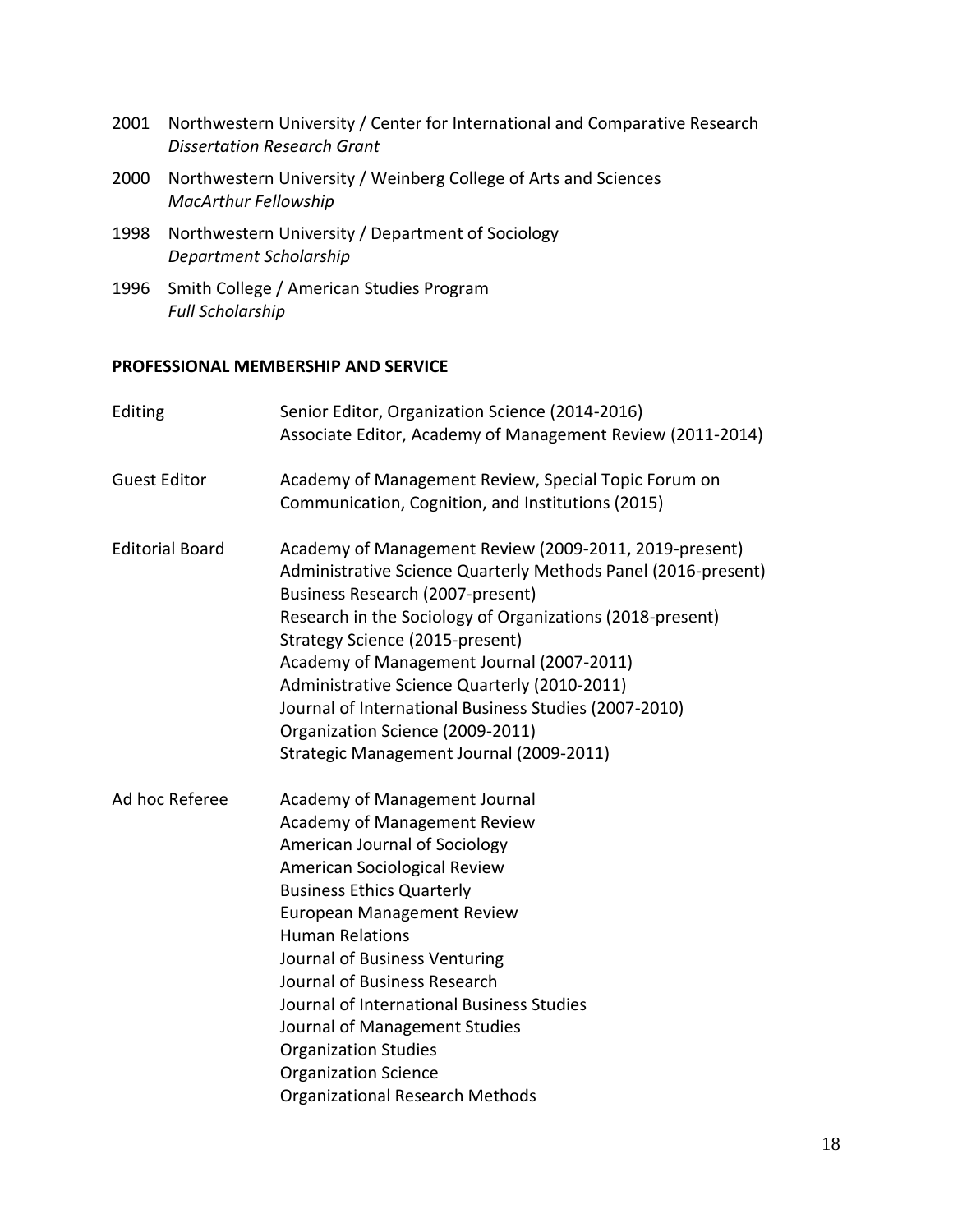2001 Northwestern University / Center for International and Comparative Research
*Dissertation Research Grant*

2000 Northwestern University / Weinberg College of Arts and Sciences
*MacArthur Fellowship*

1998 Northwestern University / Department of Sociology
*Department Scholarship*

1996 Smith College / American Studies Program
*Full Scholarship*

**PROFESSIONAL MEMBERSHIP AND SERVICE**

Editing
Senior Editor, Organization Science (2014-2016)
Associate Editor, Academy of Management Review (2011-2014)

Guest Editor
Academy of Management Review, Special Topic Forum on Communication, Cognition, and Institutions (2015)

Editorial Board
Academy of Management Review (2009-2011, 2019-present)
Administrative Science Quarterly Methods Panel (2016-present)
Business Research (2007-present)
Research in the Sociology of Organizations (2018-present)
Strategy Science (2015-present)
Academy of Management Journal (2007-2011)
Administrative Science Quarterly (2010-2011)
Journal of International Business Studies (2007-2010)
Organization Science (2009-2011)
Strategic Management Journal (2009-2011)

Ad hoc Referee
Academy of Management Journal
Academy of Management Review
American Journal of Sociology
American Sociological Review
Business Ethics Quarterly
European Management Review
Human Relations
Journal of Business Venturing
Journal of Business Research
Journal of International Business Studies
Journal of Management Studies
Organization Studies
Organization Science
Organizational Research Methods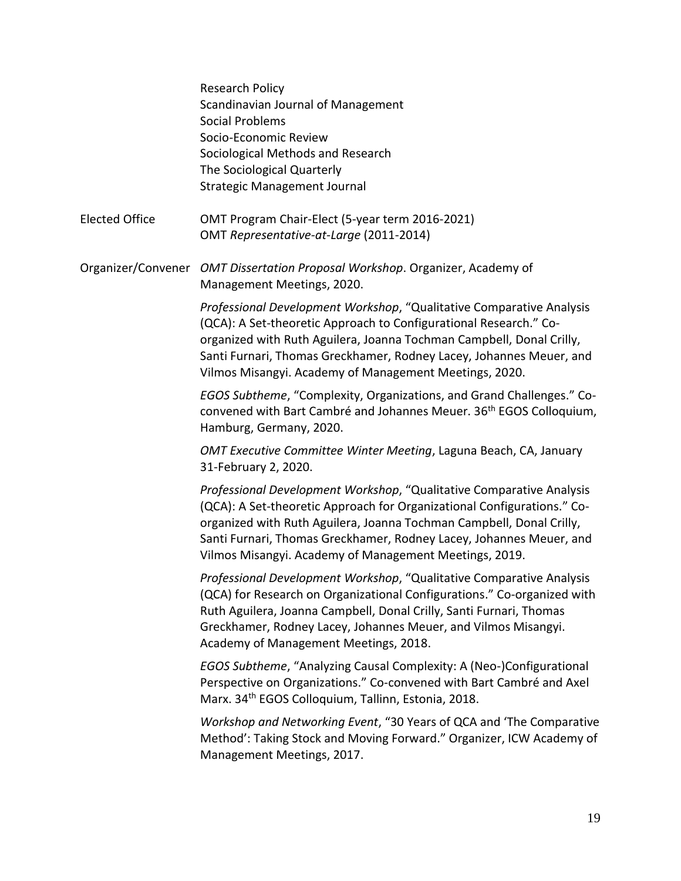Research Policy
Scandinavian Journal of Management
Social Problems
Socio-Economic Review
Sociological Methods and Research
The Sociological Quarterly
Strategic Management Journal

Elected Office

OMT Program Chair-Elect (5-year term 2016-2021)
OMT *Representative-at-Large* (2011-2014)

Organizer/Convener

*OMT Dissertation Proposal Workshop*. Organizer, Academy of Management Meetings, 2020.

*Professional Development Workshop*, "Qualitative Comparative Analysis (QCA): A Set-theoretic Approach to Configurational Research." Co-organized with Ruth Aguilera, Joanna Tochman Campbell, Donal Crilly, Santi Furnari, Thomas Greckhamer, Rodney Lacey, Johannes Meuer, and Vilmos Misangyi. Academy of Management Meetings, 2020.

*EGOS Subtheme*, "Complexity, Organizations, and Grand Challenges." Co-convened with Bart Cambré and Johannes Meuer. 36th EGOS Colloquium, Hamburg, Germany, 2020.

*OMT Executive Committee Winter Meeting*, Laguna Beach, CA, January 31-February 2, 2020.

*Professional Development Workshop*, "Qualitative Comparative Analysis (QCA): A Set-theoretic Approach for Organizational Configurations." Co-organized with Ruth Aguilera, Joanna Tochman Campbell, Donal Crilly, Santi Furnari, Thomas Greckhamer, Rodney Lacey, Johannes Meuer, and Vilmos Misangyi. Academy of Management Meetings, 2019.

*Professional Development Workshop*, "Qualitative Comparative Analysis (QCA) for Research on Organizational Configurations." Co-organized with Ruth Aguilera, Joanna Campbell, Donal Crilly, Santi Furnari, Thomas Greckhamer, Rodney Lacey, Johannes Meuer, and Vilmos Misangyi. Academy of Management Meetings, 2018.

*EGOS Subtheme*, "Analyzing Causal Complexity: A (Neo-)Configurational Perspective on Organizations." Co-convened with Bart Cambré and Axel Marx. 34th EGOS Colloquium, Tallinn, Estonia, 2018.

*Workshop and Networking Event*, "30 Years of QCA and 'The Comparative Method': Taking Stock and Moving Forward." Organizer, ICW Academy of Management Meetings, 2017.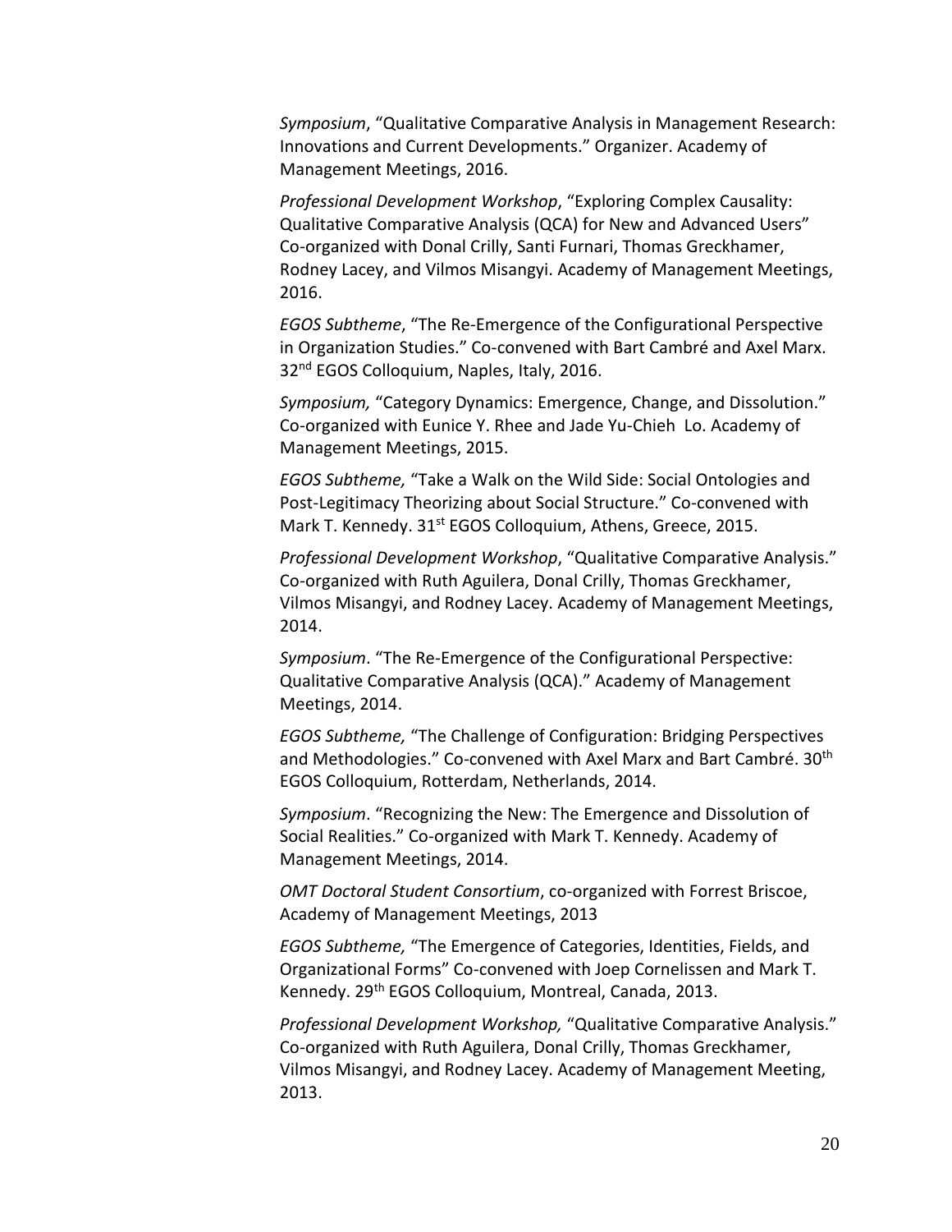*Symposium*, "Qualitative Comparative Analysis in Management Research: Innovations and Current Developments." Organizer. Academy of Management Meetings, 2016.

*Professional Development Workshop*, "Exploring Complex Causality: Qualitative Comparative Analysis (QCA) for New and Advanced Users" Co-organized with Donal Crilly, Santi Furnari, Thomas Greckhamer, Rodney Lacey, and Vilmos Misangyi. Academy of Management Meetings, 2016.

*EGOS Subtheme*, "The Re-Emergence of the Configurational Perspective in Organization Studies." Co-convened with Bart Cambré and Axel Marx. 32nd EGOS Colloquium, Naples, Italy, 2016.

*Symposium,* "Category Dynamics: Emergence, Change, and Dissolution." Co-organized with Eunice Y. Rhee and Jade Yu-Chieh Lo. Academy of Management Meetings, 2015.

*EGOS Subtheme,* "Take a Walk on the Wild Side: Social Ontologies and Post-Legitimacy Theorizing about Social Structure." Co-convened with Mark T. Kennedy. 31st EGOS Colloquium, Athens, Greece, 2015.

*Professional Development Workshop*, "Qualitative Comparative Analysis." Co-organized with Ruth Aguilera, Donal Crilly, Thomas Greckhamer, Vilmos Misangyi, and Rodney Lacey. Academy of Management Meetings, 2014.

*Symposium*. "The Re-Emergence of the Configurational Perspective: Qualitative Comparative Analysis (QCA)." Academy of Management Meetings, 2014.

*EGOS Subtheme,* "The Challenge of Configuration: Bridging Perspectives and Methodologies." Co-convened with Axel Marx and Bart Cambré. 30th EGOS Colloquium, Rotterdam, Netherlands, 2014.

*Symposium*. "Recognizing the New: The Emergence and Dissolution of Social Realities." Co-organized with Mark T. Kennedy. Academy of Management Meetings, 2014.

*OMT Doctoral Student Consortium*, co-organized with Forrest Briscoe, Academy of Management Meetings, 2013

*EGOS Subtheme,* "The Emergence of Categories, Identities, Fields, and Organizational Forms" Co-convened with Joep Cornelissen and Mark T. Kennedy. 29th EGOS Colloquium, Montreal, Canada, 2013.

*Professional Development Workshop,* "Qualitative Comparative Analysis." Co-organized with Ruth Aguilera, Donal Crilly, Thomas Greckhamer, Vilmos Misangyi, and Rodney Lacey. Academy of Management Meeting, 2013.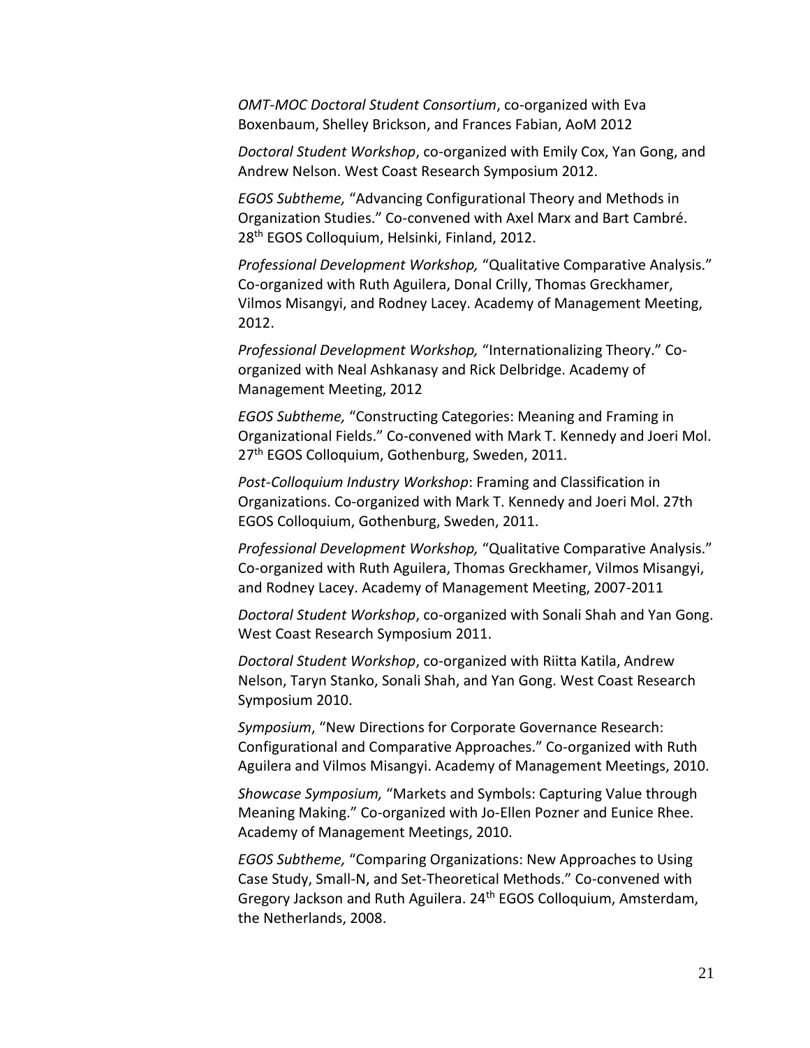*OMT-MOC Doctoral Student Consortium*, co-organized with Eva Boxenbaum, Shelley Brickson, and Frances Fabian, AoM 2012

*Doctoral Student Workshop*, co-organized with Emily Cox, Yan Gong, and Andrew Nelson. West Coast Research Symposium 2012.

*EGOS Subtheme,* "Advancing Configurational Theory and Methods in Organization Studies." Co-convened with Axel Marx and Bart Cambré. 28th EGOS Colloquium, Helsinki, Finland, 2012.

*Professional Development Workshop,* "Qualitative Comparative Analysis." Co-organized with Ruth Aguilera, Donal Crilly, Thomas Greckhamer, Vilmos Misangyi, and Rodney Lacey. Academy of Management Meeting, 2012.

*Professional Development Workshop,* "Internationalizing Theory." Co-organized with Neal Ashkanasy and Rick Delbridge. Academy of Management Meeting, 2012

*EGOS Subtheme,* "Constructing Categories: Meaning and Framing in Organizational Fields." Co-convened with Mark T. Kennedy and Joeri Mol. 27th EGOS Colloquium, Gothenburg, Sweden, 2011.

*Post-Colloquium Industry Workshop*: Framing and Classification in Organizations. Co-organized with Mark T. Kennedy and Joeri Mol. 27th EGOS Colloquium, Gothenburg, Sweden, 2011.

*Professional Development Workshop,* "Qualitative Comparative Analysis." Co-organized with Ruth Aguilera, Thomas Greckhamer, Vilmos Misangyi, and Rodney Lacey. Academy of Management Meeting, 2007-2011

*Doctoral Student Workshop*, co-organized with Sonali Shah and Yan Gong. West Coast Research Symposium 2011.

*Doctoral Student Workshop*, co-organized with Riitta Katila, Andrew Nelson, Taryn Stanko, Sonali Shah, and Yan Gong. West Coast Research Symposium 2010.

*Symposium*, "New Directions for Corporate Governance Research: Configurational and Comparative Approaches." Co-organized with Ruth Aguilera and Vilmos Misangyi. Academy of Management Meetings, 2010.

*Showcase Symposium,* "Markets and Symbols: Capturing Value through Meaning Making." Co-organized with Jo-Ellen Pozner and Eunice Rhee. Academy of Management Meetings, 2010.

*EGOS Subtheme,* "Comparing Organizations: New Approaches to Using Case Study, Small-N, and Set-Theoretical Methods." Co-convened with Gregory Jackson and Ruth Aguilera. 24th EGOS Colloquium, Amsterdam, the Netherlands, 2008.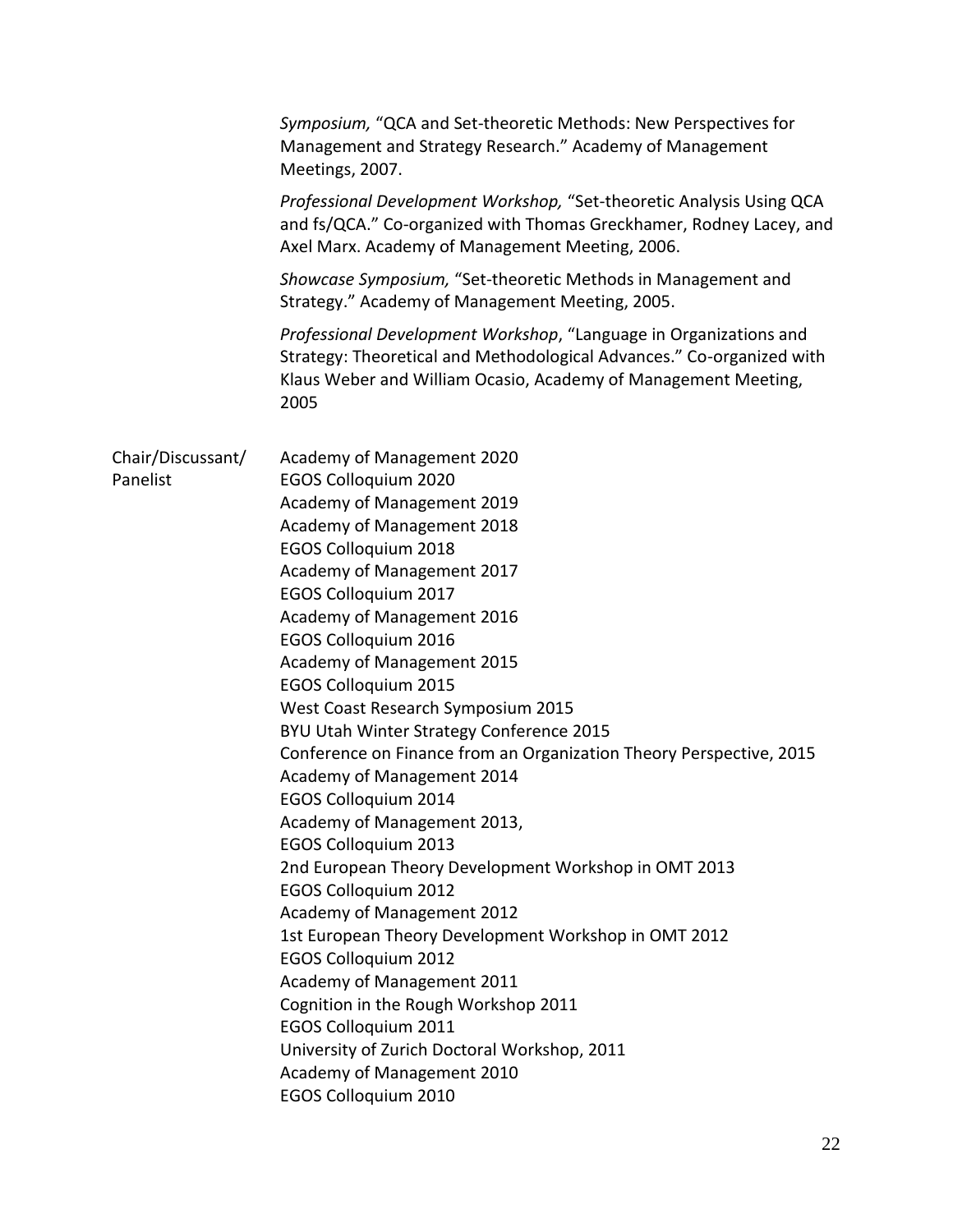*Symposium,* “QCA and Set-theoretic Methods: New Perspectives for Management and Strategy Research.” Academy of Management Meetings, 2007.

*Professional Development Workshop,* “Set-theoretic Analysis Using QCA and fs/QCA.” Co-organized with Thomas Greckhamer, Rodney Lacey, and Axel Marx. Academy of Management Meeting, 2006.

*Showcase Symposium,* “Set-theoretic Methods in Management and Strategy.” Academy of Management Meeting, 2005.

*Professional Development Workshop*, “Language in Organizations and Strategy: Theoretical and Methodological Advances.” Co-organized with Klaus Weber and William Ocasio, Academy of Management Meeting, 2005

Chair/Discussant/ Panelist

Academy of Management 2020
EGOS Colloquium 2020
Academy of Management 2019
Academy of Management 2018
EGOS Colloquium 2018
Academy of Management 2017
EGOS Colloquium 2017
Academy of Management 2016
EGOS Colloquium 2016
Academy of Management 2015
EGOS Colloquium 2015
West Coast Research Symposium 2015
BYU Utah Winter Strategy Conference 2015
Conference on Finance from an Organization Theory Perspective, 2015
Academy of Management 2014
EGOS Colloquium 2014
Academy of Management 2013,
EGOS Colloquium 2013
2nd European Theory Development Workshop in OMT 2013
EGOS Colloquium 2012
Academy of Management 2012
1st European Theory Development Workshop in OMT 2012
EGOS Colloquium 2012
Academy of Management 2011
Cognition in the Rough Workshop 2011
EGOS Colloquium 2011
University of Zurich Doctoral Workshop, 2011
Academy of Management 2010
EGOS Colloquium 2010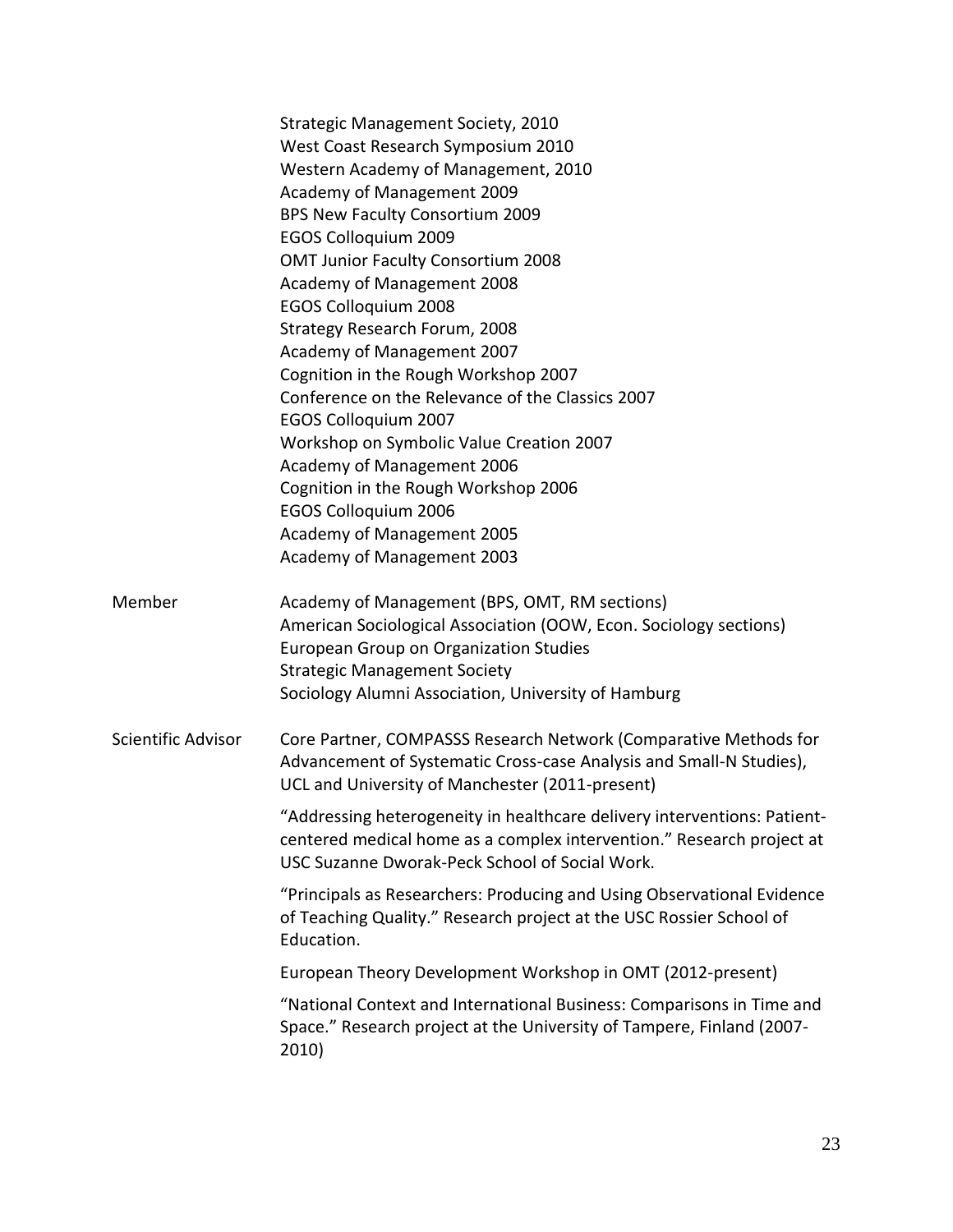Strategic Management Society, 2010
West Coast Research Symposium 2010
Western Academy of Management, 2010
Academy of Management 2009
BPS New Faculty Consortium 2009
EGOS Colloquium 2009
OMT Junior Faculty Consortium 2008
Academy of Management 2008
EGOS Colloquium 2008
Strategy Research Forum, 2008
Academy of Management 2007
Cognition in the Rough Workshop 2007
Conference on the Relevance of the Classics 2007
EGOS Colloquium 2007
Workshop on Symbolic Value Creation 2007
Academy of Management 2006
Cognition in the Rough Workshop 2006
EGOS Colloquium 2006
Academy of Management 2005
Academy of Management 2003

**Member**

Academy of Management (BPS, OMT, RM sections)
American Sociological Association (OOW, Econ. Sociology sections)
European Group on Organization Studies
Strategic Management Society
Sociology Alumni Association, University of Hamburg

**Scientific Advisor**

Core Partner, COMPASSS Research Network (Comparative Methods for Advancement of Systematic Cross-case Analysis and Small-N Studies), UCL and University of Manchester (2011-present)

"Addressing heterogeneity in healthcare delivery interventions: Patient-centered medical home as a complex intervention." Research project at USC Suzanne Dworak-Peck School of Social Work.

"Principals as Researchers: Producing and Using Observational Evidence of Teaching Quality." Research project at the USC Rossier School of Education.

European Theory Development Workshop in OMT (2012-present)

"National Context and International Business: Comparisons in Time and Space." Research project at the University of Tampere, Finland (2007-2010)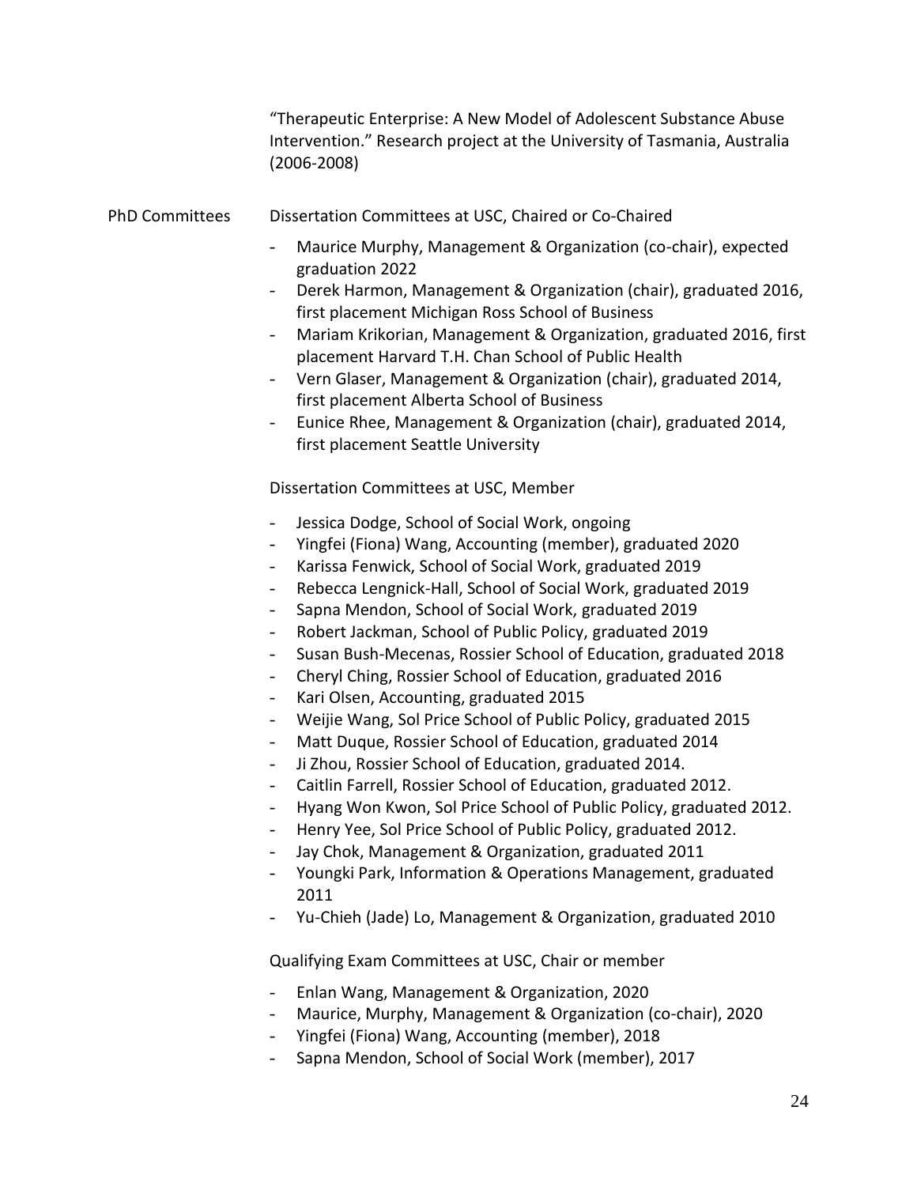"Therapeutic Enterprise: A New Model of Adolescent Substance Abuse Intervention." Research project at the University of Tasmania, Australia (2006-2008)

## PhD Committees

Dissertation Committees at USC, Chaired or Co-Chaired

- Maurice Murphy, Management & Organization (co-chair), expected graduation 2022
- Derek Harmon, Management & Organization (chair), graduated 2016, first placement Michigan Ross School of Business
- Mariam Krikorian, Management & Organization, graduated 2016, first placement Harvard T.H. Chan School of Public Health
- Vern Glaser, Management & Organization (chair), graduated 2014, first placement Alberta School of Business
- Eunice Rhee, Management & Organization (chair), graduated 2014, first placement Seattle University

Dissertation Committees at USC, Member

- Jessica Dodge, School of Social Work, ongoing
- Yingfei (Fiona) Wang, Accounting (member), graduated 2020
- Karissa Fenwick, School of Social Work, graduated 2019
- Rebecca Lengnick-Hall, School of Social Work, graduated 2019
- Sapna Mendon, School of Social Work, graduated 2019
- Robert Jackman, School of Public Policy, graduated 2019
- Susan Bush-Mecenas, Rossier School of Education, graduated 2018
- Cheryl Ching, Rossier School of Education, graduated 2016
- Kari Olsen, Accounting, graduated 2015
- Weijie Wang, Sol Price School of Public Policy, graduated 2015
- Matt Duque, Rossier School of Education, graduated 2014
- Ji Zhou, Rossier School of Education, graduated 2014.
- Caitlin Farrell, Rossier School of Education, graduated 2012.
- Hyang Won Kwon, Sol Price School of Public Policy, graduated 2012.
- Henry Yee, Sol Price School of Public Policy, graduated 2012.
- Jay Chok, Management & Organization, graduated 2011
- Youngki Park, Information & Operations Management, graduated 2011
- Yu-Chieh (Jade) Lo, Management & Organization, graduated 2010

Qualifying Exam Committees at USC, Chair or member

- Enlan Wang, Management & Organization, 2020
- Maurice, Murphy, Management & Organization (co-chair), 2020
- Yingfei (Fiona) Wang, Accounting (member), 2018
- Sapna Mendon, School of Social Work (member), 2017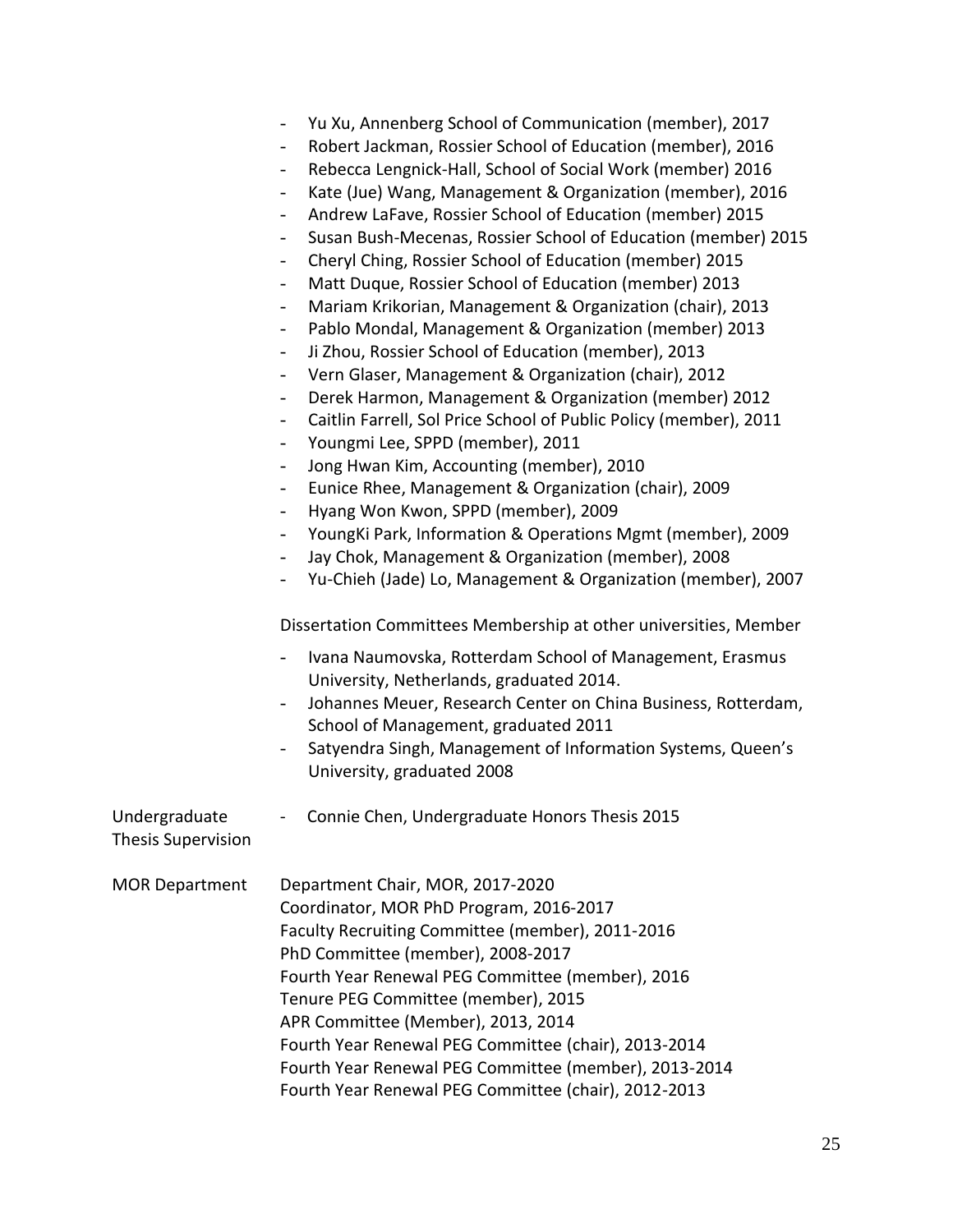- Yu Xu, Annenberg School of Communication (member), 2017
- Robert Jackman, Rossier School of Education (member), 2016
- Rebecca Lengnick-Hall, School of Social Work (member) 2016
- Kate (Jue) Wang, Management & Organization (member), 2016
- Andrew LaFave, Rossier School of Education (member) 2015
- Susan Bush-Mecenas, Rossier School of Education (member) 2015
- Cheryl Ching, Rossier School of Education (member) 2015
- Matt Duque, Rossier School of Education (member) 2013
- Mariam Krikorian, Management & Organization (chair), 2013
- Pablo Mondal, Management & Organization (member) 2013
- Ji Zhou, Rossier School of Education (member), 2013
- Vern Glaser, Management & Organization (chair), 2012
- Derek Harmon, Management & Organization (member) 2012
- Caitlin Farrell, Sol Price School of Public Policy (member), 2011
- Youngmi Lee, SPPD (member), 2011
- Jong Hwan Kim, Accounting (member), 2010
- Eunice Rhee, Management & Organization (chair), 2009
- Hyang Won Kwon, SPPD (member), 2009
- YoungKi Park, Information & Operations Mgmt (member), 2009
- Jay Chok, Management & Organization (member), 2008
- Yu-Chieh (Jade) Lo, Management & Organization (member), 2007

Dissertation Committees Membership at other universities, Member

- Ivana Naumovska, Rotterdam School of Management, Erasmus University, Netherlands, graduated 2014.
- Johannes Meuer, Research Center on China Business, Rotterdam, School of Management, graduated 2011
- Satyendra Singh, Management of Information Systems, Queen's University, graduated 2008

**Undergraduate Thesis Supervision**

- Connie Chen, Undergraduate Honors Thesis 2015

**MOR Department**

Department Chair, MOR, 2017-2020
Coordinator, MOR PhD Program, 2016-2017
Faculty Recruiting Committee (member), 2011-2016
PhD Committee (member), 2008-2017
Fourth Year Renewal PEG Committee (member), 2016
Tenure PEG Committee (member), 2015
APR Committee (Member), 2013, 2014
Fourth Year Renewal PEG Committee (chair), 2013-2014
Fourth Year Renewal PEG Committee (member), 2013-2014
Fourth Year Renewal PEG Committee (chair), 2012-2013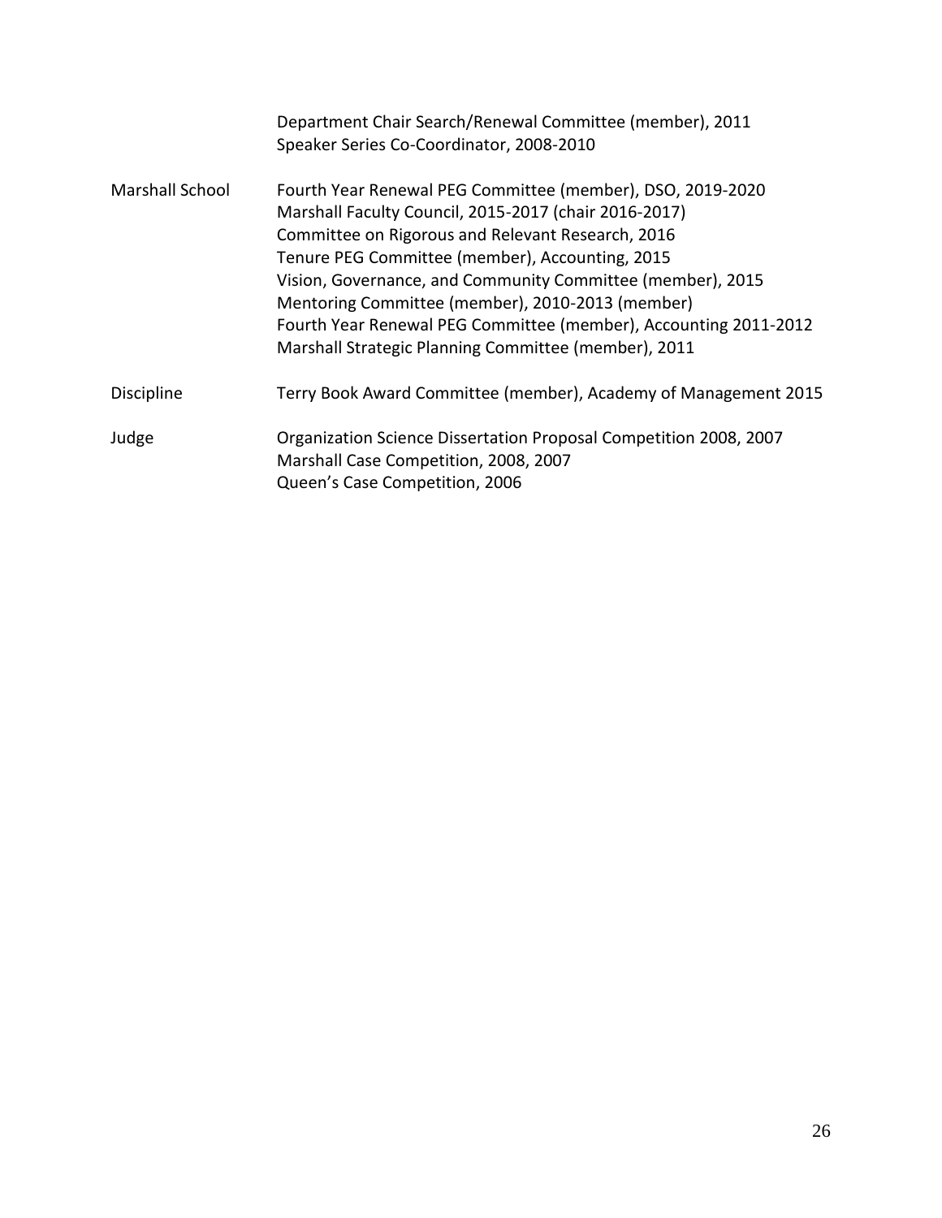| | |
|---|---|
| | Department Chair Search/Renewal Committee (member), 2011<br>Speaker Series Co-Coordinator, 2008-2010 |
| Marshall School | Fourth Year Renewal PEG Committee (member), DSO, 2019-2020<br>Marshall Faculty Council, 2015-2017 (chair 2016-2017)<br>Committee on Rigorous and Relevant Research, 2016<br>Tenure PEG Committee (member), Accounting, 2015<br>Vision, Governance, and Community Committee (member), 2015<br>Mentoring Committee (member), 2010-2013 (member)<br>Fourth Year Renewal PEG Committee (member), Accounting 2011-2012<br>Marshall Strategic Planning Committee (member), 2011 |
| Discipline | Terry Book Award Committee (member), Academy of Management 2015 |
| Judge | Organization Science Dissertation Proposal Competition 2008, 2007<br>Marshall Case Competition, 2008, 2007<br>Queen's Case Competition, 2006 |